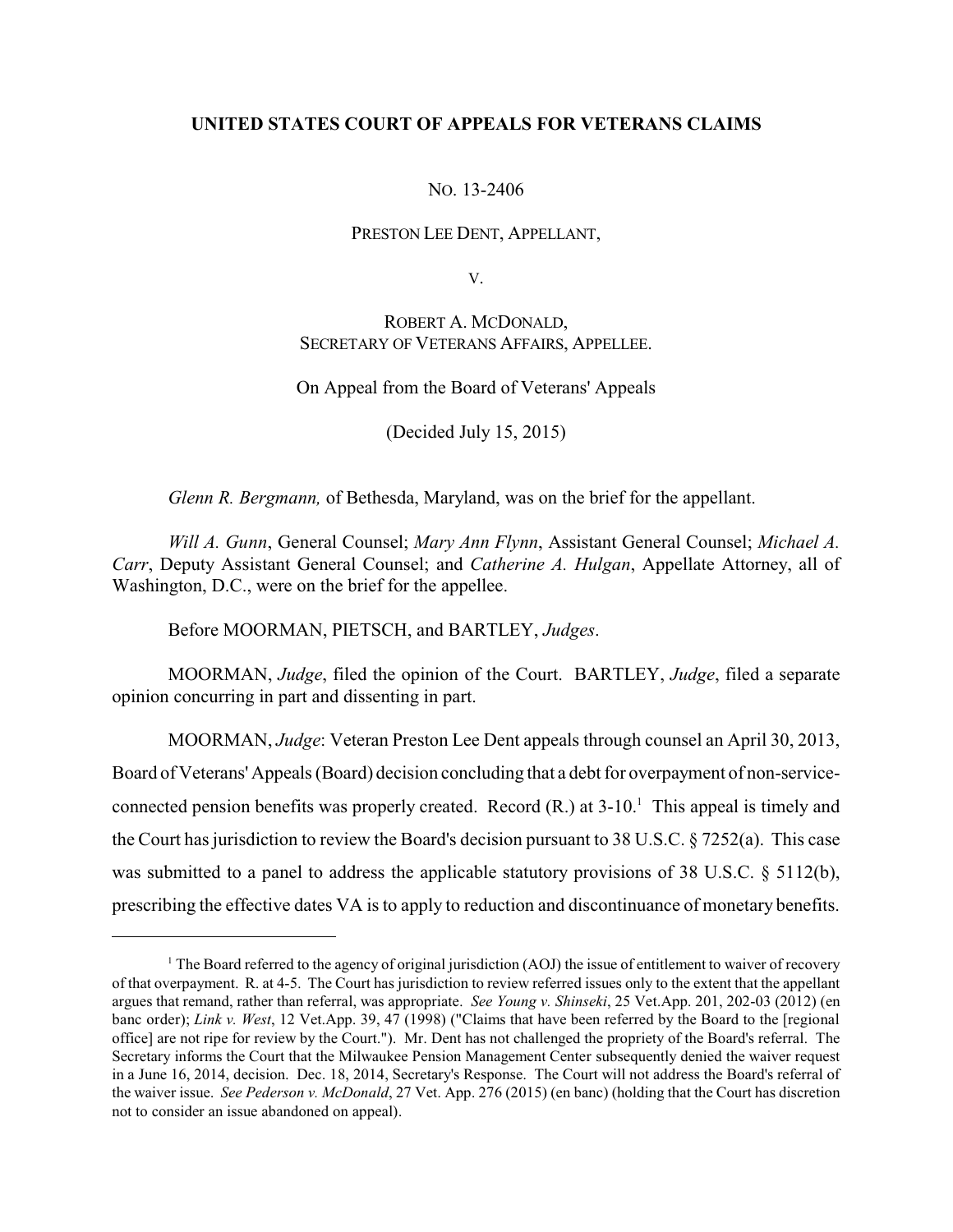**UNITED STATES COURT OF APPEALS FOR VETERANS CLAIMS**

NO. 13-2406

PRESTON LEE DENT, APPELLANT,

V.

ROBERT A. MCDONALD,
SECRETARY OF VETERANS AFFAIRS, APPELLEE.

On Appeal from the Board of Veterans' Appeals

(Decided July 15, 2015)

*Glenn R. Bergmann,* of Bethesda, Maryland, was on the brief for the appellant.

*Will A. Gunn*, General Counsel; *Mary Ann Flynn*, Assistant General Counsel; *Michael A. Carr*, Deputy Assistant General Counsel; and *Catherine A. Hulgan*, Appellate Attorney, all of Washington, D.C., were on the brief for the appellee.

Before MOORMAN, PIETSCH, and BARTLEY, *Judges*.

MOORMAN, *Judge*, filed the opinion of the Court. BARTLEY, *Judge*, filed a separate opinion concurring in part and dissenting in part.

MOORMAN, *Judge*: Veteran Preston Lee Dent appeals through counsel an April 30, 2013, Board of Veterans' Appeals (Board) decision concluding that a debt for overpayment of non-service-connected pension benefits was properly created. Record (R.) at 3-10.[1] This appeal is timely and the Court has jurisdiction to review the Board's decision pursuant to 38 U.S.C. § 7252(a). This case was submitted to a panel to address the applicable statutory provisions of 38 U.S.C. § 5112(b), prescribing the effective dates VA is to apply to reduction and discontinuance of monetary benefits.

[1] The Board referred to the agency of original jurisdiction (AOJ) the issue of entitlement to waiver of recovery of that overpayment. R. at 4-5. The Court has jurisdiction to review referred issues only to the extent that the appellant argues that remand, rather than referral, was appropriate. *See Young v. Shinseki*, 25 Vet.App. 201, 202-03 (2012) (en banc order); *Link v. West*, 12 Vet.App. 39, 47 (1998) ("Claims that have been referred by the Board to the [regional office] are not ripe for review by the Court."). Mr. Dent has not challenged the propriety of the Board's referral. The Secretary informs the Court that the Milwaukee Pension Management Center subsequently denied the waiver request in a June 16, 2014, decision. Dec. 18, 2014, Secretary's Response. The Court will not address the Board's referral of the waiver issue. *See Pederson v. McDonald*, 27 Vet. App. 276 (2015) (en banc) (holding that the Court has discretion not to consider an issue abandoned on appeal).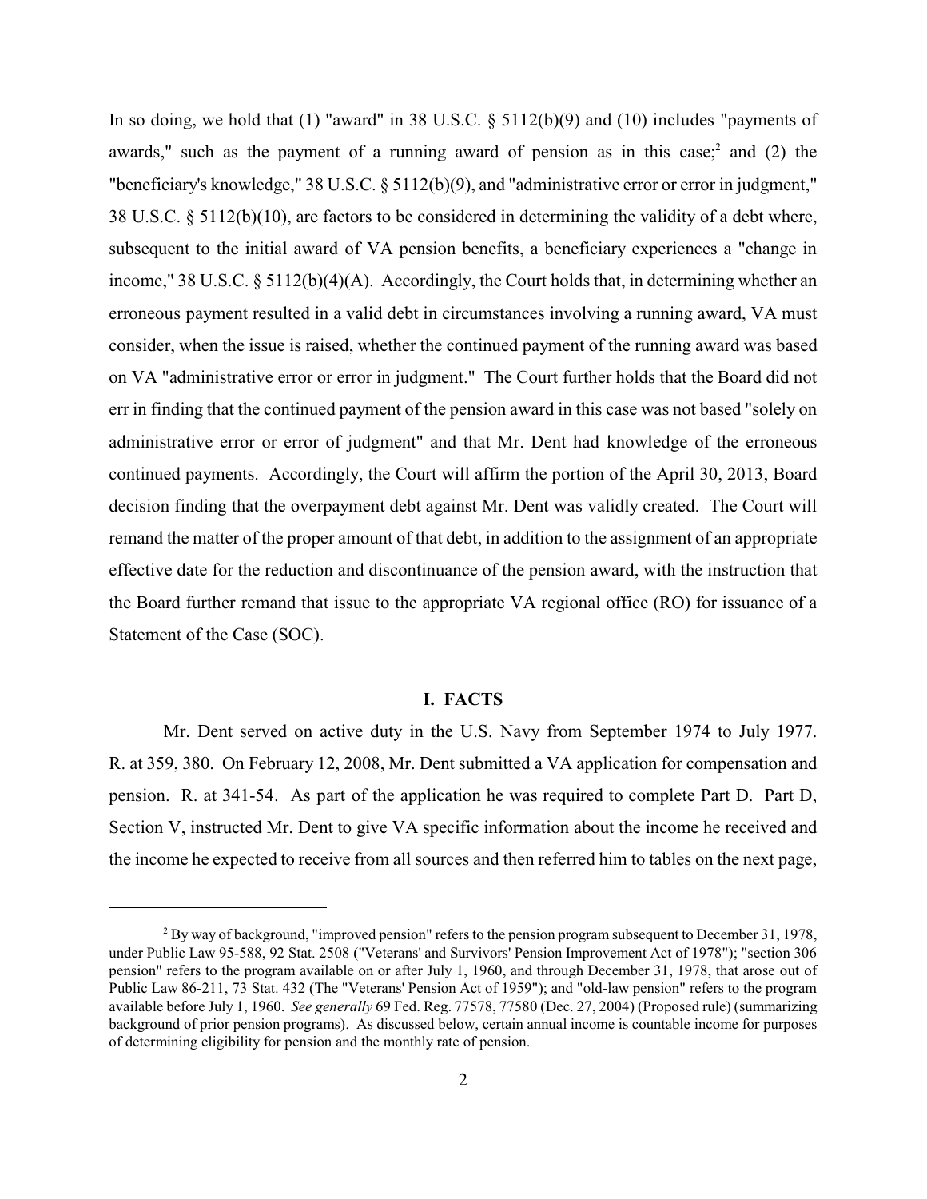In so doing, we hold that (1) "award" in 38 U.S.C. § 5112(b)(9) and (10) includes "payments of awards," such as the payment of a running award of pension as in this case;[2] and (2) the "beneficiary's knowledge," 38 U.S.C. § 5112(b)(9), and "administrative error or error in judgment," 38 U.S.C. § 5112(b)(10), are factors to be considered in determining the validity of a debt where, subsequent to the initial award of VA pension benefits, a beneficiary experiences a "change in income," 38 U.S.C. § 5112(b)(4)(A). Accordingly, the Court holds that, in determining whether an erroneous payment resulted in a valid debt in circumstances involving a running award, VA must consider, when the issue is raised, whether the continued payment of the running award was based on VA "administrative error or error in judgment." The Court further holds that the Board did not err in finding that the continued payment of the pension award in this case was not based "solely on administrative error or error of judgment" and that Mr. Dent had knowledge of the erroneous continued payments. Accordingly, the Court will affirm the portion of the April 30, 2013, Board decision finding that the overpayment debt against Mr. Dent was validly created. The Court will remand the matter of the proper amount of that debt, in addition to the assignment of an appropriate effective date for the reduction and discontinuance of the pension award, with the instruction that the Board further remand that issue to the appropriate VA regional office (RO) for issuance of a Statement of the Case (SOC).

## I. FACTS

Mr. Dent served on active duty in the U.S. Navy from September 1974 to July 1977. R. at 359, 380. On February 12, 2008, Mr. Dent submitted a VA application for compensation and pension. R. at 341-54. As part of the application he was required to complete Part D. Part D, Section V, instructed Mr. Dent to give VA specific information about the income he received and the income he expected to receive from all sources and then referred him to tables on the next page,

---

[2] By way of background, "improved pension" refers to the pension program subsequent to December 31, 1978, under Public Law 95-588, 92 Stat. 2508 ("Veterans' and Survivors' Pension Improvement Act of 1978"); "section 306 pension" refers to the program available on or after July 1, 1960, and through December 31, 1978, that arose out of Public Law 86-211, 73 Stat. 432 (The "Veterans' Pension Act of 1959"); and "old-law pension" refers to the program available before July 1, 1960. *See generally* 69 Fed. Reg. 77578, 77580 (Dec. 27, 2004) (Proposed rule) (summarizing background of prior pension programs). As discussed below, certain annual income is countable income for purposes of determining eligibility for pension and the monthly rate of pension.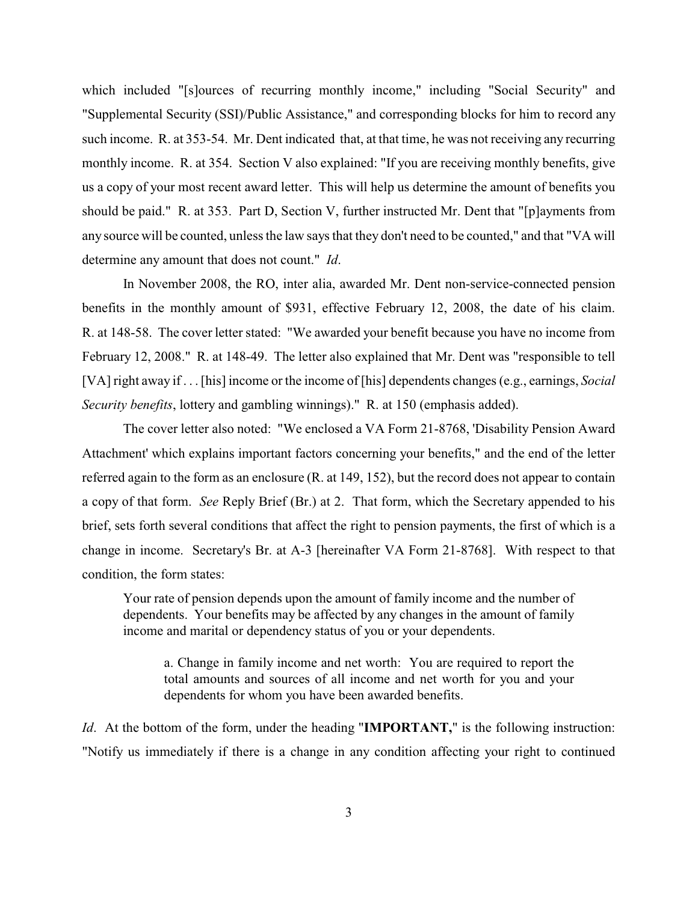which included "[s]ources of recurring monthly income," including "Social Security" and "Supplemental Security (SSI)/Public Assistance," and corresponding blocks for him to record any such income. R. at 353-54. Mr. Dent indicated that, at that time, he was not receiving any recurring monthly income. R. at 354. Section V also explained: "If you are receiving monthly benefits, give us a copy of your most recent award letter. This will help us determine the amount of benefits you should be paid." R. at 353. Part D, Section V, further instructed Mr. Dent that "[p]ayments from any source will be counted, unless the law says that they don't need to be counted," and that "VA will determine any amount that does not count." *Id*.

In November 2008, the RO, inter alia, awarded Mr. Dent non-service-connected pension benefits in the monthly amount of $931, effective February 12, 2008, the date of his claim. R. at 148-58. The cover letter stated: "We awarded your benefit because you have no income from February 12, 2008." R. at 148-49. The letter also explained that Mr. Dent was "responsible to tell [VA] right away if . . . [his] income or the income of [his] dependents changes (e.g., earnings, *Social Security benefits*, lottery and gambling winnings)." R. at 150 (emphasis added).

The cover letter also noted: "We enclosed a VA Form 21-8768, 'Disability Pension Award Attachment' which explains important factors concerning your benefits," and the end of the letter referred again to the form as an enclosure (R. at 149, 152), but the record does not appear to contain a copy of that form. *See* Reply Brief (Br.) at 2. That form, which the Secretary appended to his brief, sets forth several conditions that affect the right to pension payments, the first of which is a change in income. Secretary's Br. at A-3 [hereinafter VA Form 21-8768]. With respect to that condition, the form states:

> Your rate of pension depends upon the amount of family income and the number of dependents. Your benefits may be affected by any changes in the amount of family income and marital or dependency status of you or your dependents.
>
> > a. Change in family income and net worth: You are required to report the total amounts and sources of all income and net worth for you and your dependents for whom you have been awarded benefits.

*Id*. At the bottom of the form, under the heading "**IMPORTANT,**" is the following instruction: "Notify us immediately if there is a change in any condition affecting your right to continued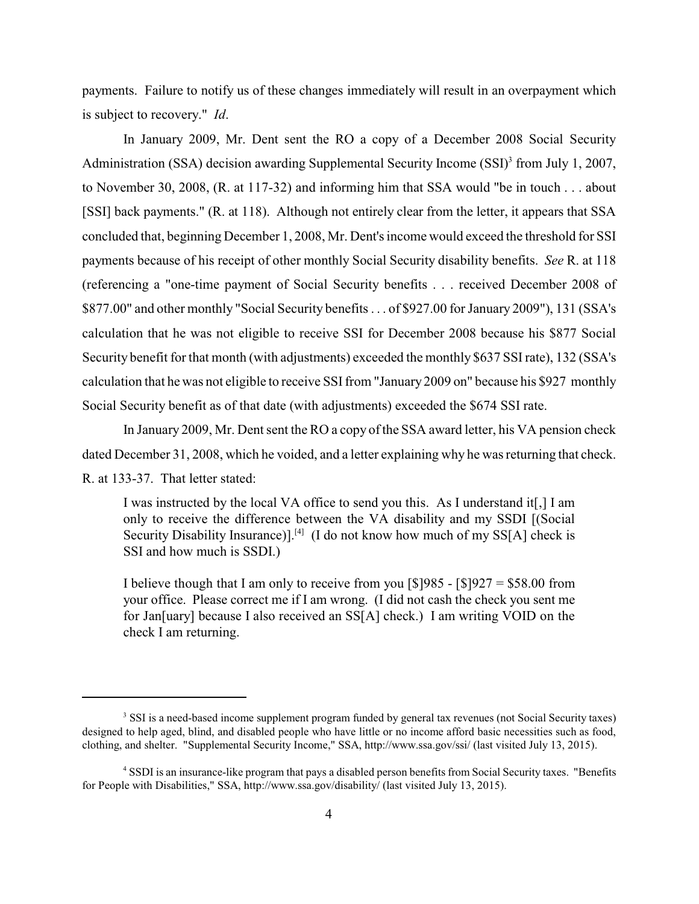payments. Failure to notify us of these changes immediately will result in an overpayment which is subject to recovery." *Id*.

In January 2009, Mr. Dent sent the RO a copy of a December 2008 Social Security Administration (SSA) decision awarding Supplemental Security Income (SSI)[3] from July 1, 2007, to November 30, 2008, (R. at 117-32) and informing him that SSA would "be in touch . . . about [SSI] back payments." (R. at 118). Although not entirely clear from the letter, it appears that SSA concluded that, beginning December 1, 2008, Mr. Dent's income would exceed the threshold for SSI payments because of his receipt of other monthly Social Security disability benefits. *See* R. at 118 (referencing a "one-time payment of Social Security benefits . . . received December 2008 of $877.00" and other monthly "Social Security benefits . . . of $927.00 for January 2009"), 131 (SSA's calculation that he was not eligible to receive SSI for December 2008 because his $877 Social Security benefit for that month (with adjustments) exceeded the monthly $637 SSI rate), 132 (SSA's calculation that he was not eligible to receive SSI from "January 2009 on" because his $927 monthly Social Security benefit as of that date (with adjustments) exceeded the $674 SSI rate.

In January 2009, Mr. Dent sent the RO a copy of the SSA award letter, his VA pension check dated December 31, 2008, which he voided, and a letter explaining why he was returning that check. R. at 133-37. That letter stated:

> I was instructed by the local VA office to send you this. As I understand it[,] I am only to receive the difference between the VA disability and my SSDI [(Social Security Disability Insurance)].[4] (I do not know how much of my SS[A] check is SSI and how much is SSDI.)
>
> I believe though that I am only to receive from you [$]985 - [$]927 = $58.00 from your office. Please correct me if I am wrong. (I did not cash the check you sent me for Jan[uary] because I also received an SS[A] check.) I am writing VOID on the check I am returning.

---

[3] SSI is a need-based income supplement program funded by general tax revenues (not Social Security taxes) designed to help aged, blind, and disabled people who have little or no income afford basic necessities such as food, clothing, and shelter. "Supplemental Security Income," SSA, http://www.ssa.gov/ssi/ (last visited July 13, 2015).

[4] SSDI is an insurance-like program that pays a disabled person benefits from Social Security taxes. "Benefits for People with Disabilities," SSA, http://www.ssa.gov/disability/ (last visited July 13, 2015).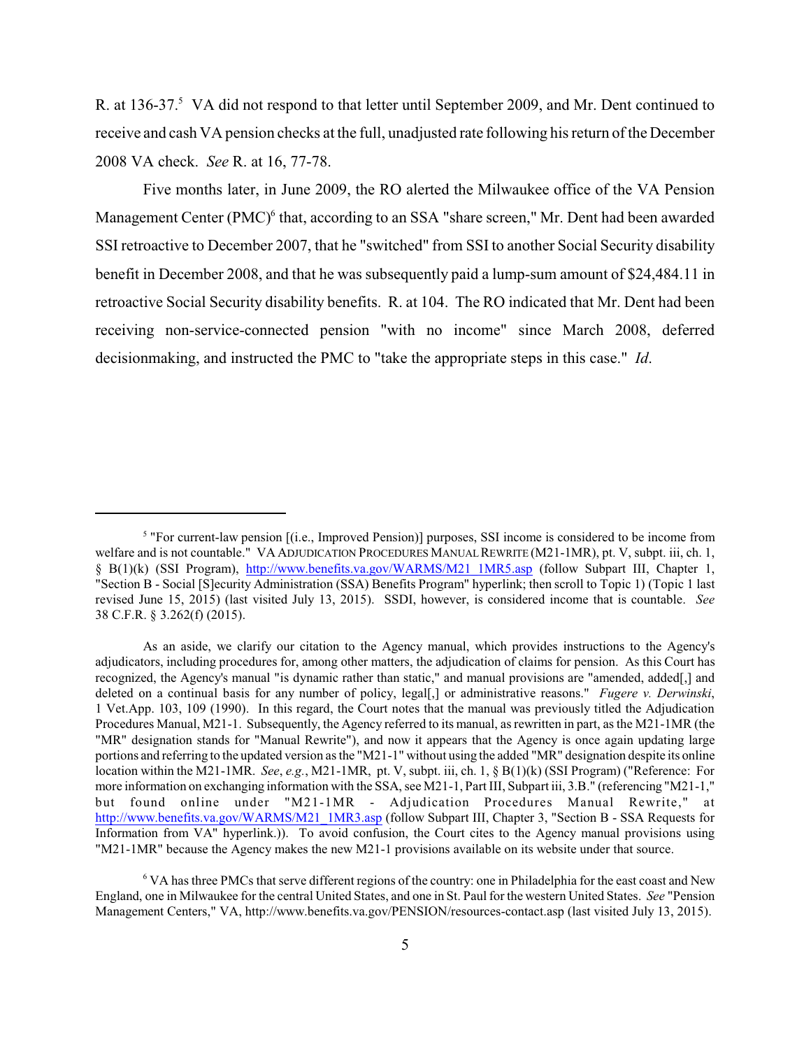R. at 136-37.[5] VA did not respond to that letter until September 2009, and Mr. Dent continued to receive and cash VA pension checks at the full, unadjusted rate following his return of the December 2008 VA check. *See* R. at 16, 77-78.

Five months later, in June 2009, the RO alerted the Milwaukee office of the VA Pension Management Center (PMC)[6] that, according to an SSA "share screen," Mr. Dent had been awarded SSI retroactive to December 2007, that he "switched" from SSI to another Social Security disability benefit in December 2008, and that he was subsequently paid a lump-sum amount of $24,484.11 in retroactive Social Security disability benefits. R. at 104. The RO indicated that Mr. Dent had been receiving non-service-connected pension "with no income" since March 2008, deferred decisionmaking, and instructed the PMC to "take the appropriate steps in this case." *Id*.

---

[5] "For current-law pension [(i.e., Improved Pension)] purposes, SSI income is considered to be income from welfare and is not countable." VA ADJUDICATION PROCEDURES MANUAL REWRITE (M21-1MR), pt. V, subpt. iii, ch. 1, § B(1)(k) (SSI Program), http://www.benefits.va.gov/WARMS/M21_1MR5.asp (follow Subpart III, Chapter 1, "Section B - Social [S]ecurity Administration (SSA) Benefits Program" hyperlink; then scroll to Topic 1) (Topic 1 last revised June 15, 2015) (last visited July 13, 2015). SSDI, however, is considered income that is countable. *See* 38 C.F.R. § 3.262(f) (2015).

As an aside, we clarify our citation to the Agency manual, which provides instructions to the Agency's adjudicators, including procedures for, among other matters, the adjudication of claims for pension. As this Court has recognized, the Agency's manual "is dynamic rather than static," and manual provisions are "amended, added[,] and deleted on a continual basis for any number of policy, legal[,] or administrative reasons." *Fugere v. Derwinski*, 1 Vet.App. 103, 109 (1990). In this regard, the Court notes that the manual was previously titled the Adjudication Procedures Manual, M21-1. Subsequently, the Agency referred to its manual, as rewritten in part, as the M21-1MR (the "MR" designation stands for "Manual Rewrite"), and now it appears that the Agency is once again updating large portions and referring to the updated version as the "M21-1" without using the added "MR" designation despite its online location within the M21-1MR. *See*, *e.g.*, M21-1MR, pt. V, subpt. iii, ch. 1, § B(1)(k) (SSI Program) ("Reference: For more information on exchanging information with the SSA, see M21-1, Part III, Subpart iii, 3.B." (referencing "M21-1," but found online under "M21-1MR - Adjudication Procedures Manual Rewrite," at http://www.benefits.va.gov/WARMS/M21_1MR3.asp (follow Subpart III, Chapter 3, "Section B - SSA Requests for Information from VA" hyperlink.)). To avoid confusion, the Court cites to the Agency manual provisions using "M21-1MR" because the Agency makes the new M21-1 provisions available on its website under that source.

[6] VA has three PMCs that serve different regions of the country: one in Philadelphia for the east coast and New England, one in Milwaukee for the central United States, and one in St. Paul for the western United States. *See* "Pension Management Centers," VA, http://www.benefits.va.gov/PENSION/resources-contact.asp (last visited July 13, 2015).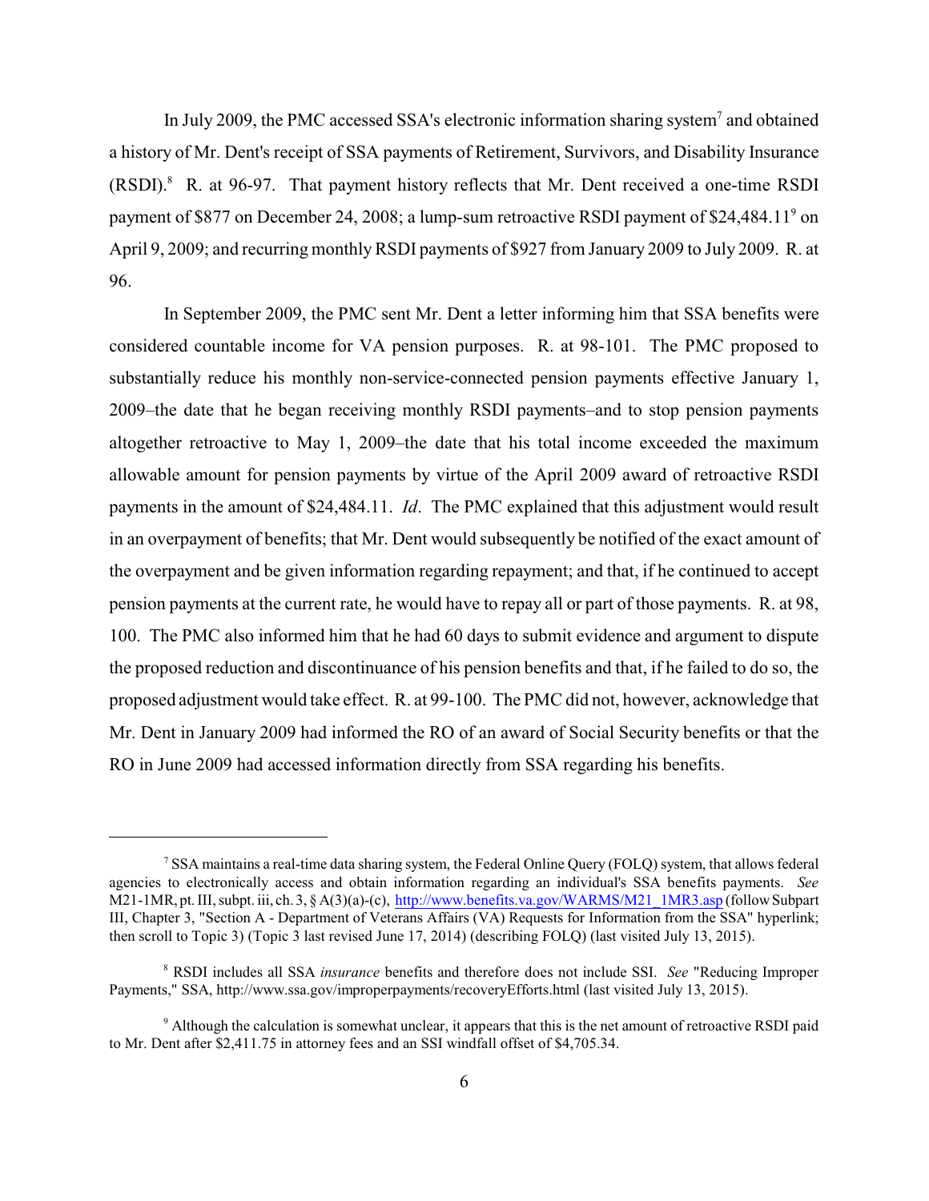In July 2009, the PMC accessed SSA's electronic information sharing system[7] and obtained a history of Mr. Dent's receipt of SSA payments of Retirement, Survivors, and Disability Insurance (RSDI).[8] R. at 96-97. That payment history reflects that Mr. Dent received a one-time RSDI payment of $877 on December 24, 2008; a lump-sum retroactive RSDI payment of $24,484.11[9] on April 9, 2009; and recurring monthly RSDI payments of $927 from January 2009 to July 2009. R. at 96.

In September 2009, the PMC sent Mr. Dent a letter informing him that SSA benefits were considered countable income for VA pension purposes. R. at 98-101. The PMC proposed to substantially reduce his monthly non-service-connected pension payments effective January 1, 2009–the date that he began receiving monthly RSDI payments–and to stop pension payments altogether retroactive to May 1, 2009–the date that his total income exceeded the maximum allowable amount for pension payments by virtue of the April 2009 award of retroactive RSDI payments in the amount of $24,484.11. *Id*. The PMC explained that this adjustment would result in an overpayment of benefits; that Mr. Dent would subsequently be notified of the exact amount of the overpayment and be given information regarding repayment; and that, if he continued to accept pension payments at the current rate, he would have to repay all or part of those payments. R. at 98, 100. The PMC also informed him that he had 60 days to submit evidence and argument to dispute the proposed reduction and discontinuance of his pension benefits and that, if he failed to do so, the proposed adjustment would take effect. R. at 99-100. The PMC did not, however, acknowledge that Mr. Dent in January 2009 had informed the RO of an award of Social Security benefits or that the RO in June 2009 had accessed information directly from SSA regarding his benefits.

---

[7] SSA maintains a real-time data sharing system, the Federal Online Query (FOLQ) system, that allows federal agencies to electronically access and obtain information regarding an individual's SSA benefits payments. *See* M21-1MR, pt. III, subpt. iii, ch. 3, § A(3)(a)-(c), http://www.benefits.va.gov/WARMS/M21_1MR3.asp (follow Subpart III, Chapter 3, "Section A - Department of Veterans Affairs (VA) Requests for Information from the SSA" hyperlink; then scroll to Topic 3) (Topic 3 last revised June 17, 2014) (describing FOLQ) (last visited July 13, 2015).

[8] RSDI includes all SSA *insurance* benefits and therefore does not include SSI. *See* "Reducing Improper Payments," SSA, http://www.ssa.gov/improperpayments/recoveryEfforts.html (last visited July 13, 2015).

[9] Although the calculation is somewhat unclear, it appears that this is the net amount of retroactive RSDI paid to Mr. Dent after $2,411.75 in attorney fees and an SSI windfall offset of $4,705.34.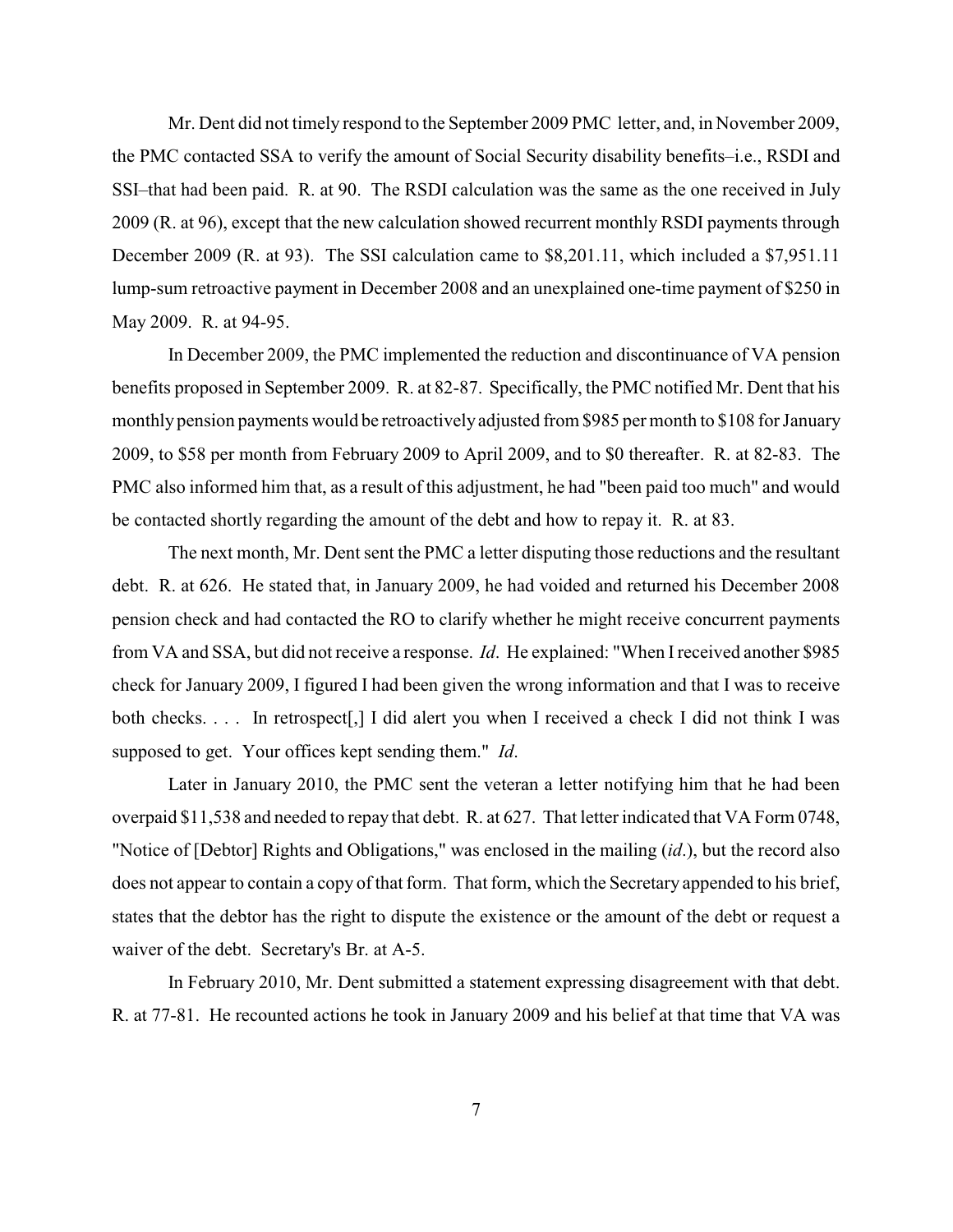Mr. Dent did not timely respond to the September 2009 PMC letter, and, in November 2009, the PMC contacted SSA to verify the amount of Social Security disability benefits–i.e., RSDI and SSI–that had been paid. R. at 90. The RSDI calculation was the same as the one received in July 2009 (R. at 96), except that the new calculation showed recurrent monthly RSDI payments through December 2009 (R. at 93). The SSI calculation came to $8,201.11, which included a $7,951.11 lump-sum retroactive payment in December 2008 and an unexplained one-time payment of $250 in May 2009. R. at 94-95.

In December 2009, the PMC implemented the reduction and discontinuance of VA pension benefits proposed in September 2009. R. at 82-87. Specifically, the PMC notified Mr. Dent that his monthly pension payments would be retroactively adjusted from $985 per month to $108 for January 2009, to $58 per month from February 2009 to April 2009, and to $0 thereafter. R. at 82-83. The PMC also informed him that, as a result of this adjustment, he had "been paid too much" and would be contacted shortly regarding the amount of the debt and how to repay it. R. at 83.

The next month, Mr. Dent sent the PMC a letter disputing those reductions and the resultant debt. R. at 626. He stated that, in January 2009, he had voided and returned his December 2008 pension check and had contacted the RO to clarify whether he might receive concurrent payments from VA and SSA, but did not receive a response. *Id*. He explained: "When I received another $985 check for January 2009, I figured I had been given the wrong information and that I was to receive both checks. . . . In retrospect[,] I did alert you when I received a check I did not think I was supposed to get. Your offices kept sending them." *Id*.

Later in January 2010, the PMC sent the veteran a letter notifying him that he had been overpaid $11,538 and needed to repay that debt. R. at 627. That letter indicated that VA Form 0748, "Notice of [Debtor] Rights and Obligations," was enclosed in the mailing (*id*.), but the record also does not appear to contain a copy of that form. That form, which the Secretary appended to his brief, states that the debtor has the right to dispute the existence or the amount of the debt or request a waiver of the debt. Secretary's Br. at A-5.

In February 2010, Mr. Dent submitted a statement expressing disagreement with that debt. R. at 77-81. He recounted actions he took in January 2009 and his belief at that time that VA was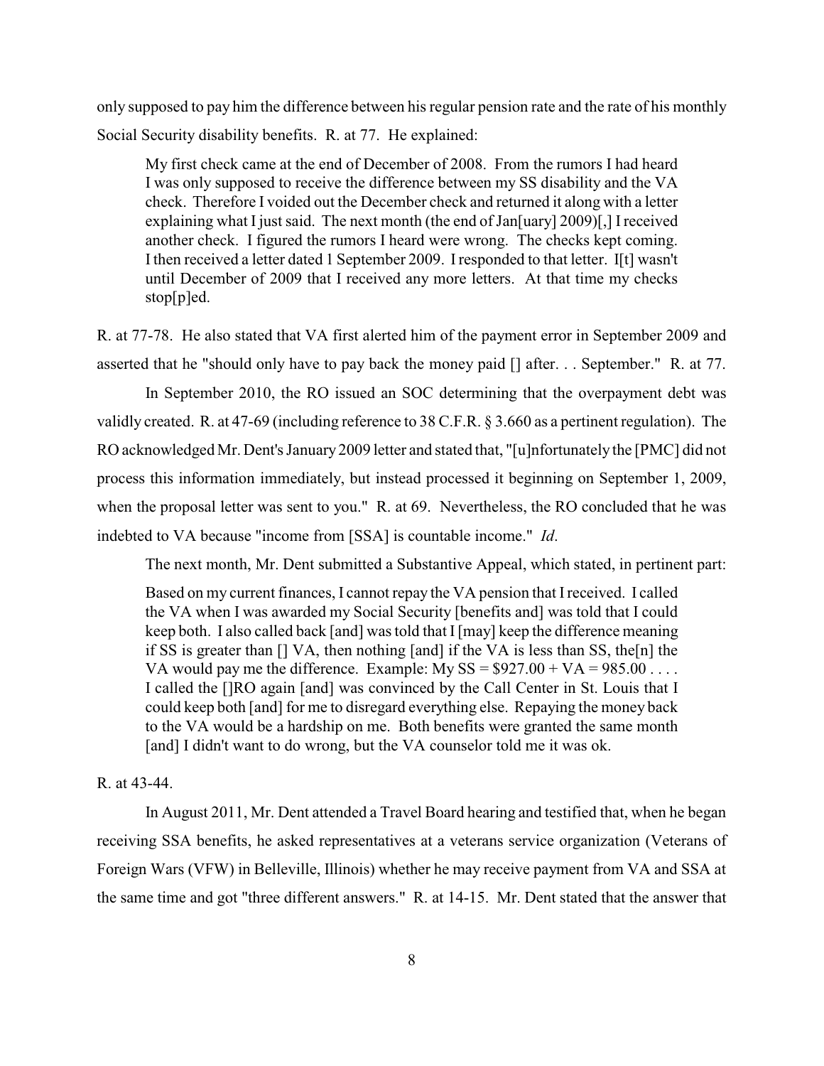only supposed to pay him the difference between his regular pension rate and the rate of his monthly Social Security disability benefits. R. at 77. He explained:

> My first check came at the end of December of 2008. From the rumors I had heard I was only supposed to receive the difference between my SS disability and the VA check. Therefore I voided out the December check and returned it along with a letter explaining what I just said. The next month (the end of Jan[uary] 2009)[,] I received another check. I figured the rumors I heard were wrong. The checks kept coming. I then received a letter dated 1 September 2009. I responded to that letter. I[t] wasn't until December of 2009 that I received any more letters. At that time my checks stop[p]ed.

R. at 77-78. He also stated that VA first alerted him of the payment error in September 2009 and asserted that he "should only have to pay back the money paid [] after. . . September." R. at 77.

In September 2010, the RO issued an SOC determining that the overpayment debt was validly created. R. at 47-69 (including reference to 38 C.F.R. § 3.660 as a pertinent regulation). The RO acknowledged Mr. Dent's January 2009 letter and stated that, "[u]nfortunately the [PMC] did not process this information immediately, but instead processed it beginning on September 1, 2009, when the proposal letter was sent to you." R. at 69. Nevertheless, the RO concluded that he was indebted to VA because "income from [SSA] is countable income." *Id*.

The next month, Mr. Dent submitted a Substantive Appeal, which stated, in pertinent part:

> Based on my current finances, I cannot repay the VA pension that I received. I called the VA when I was awarded my Social Security [benefits and] was told that I could keep both. I also called back [and] was told that I [may] keep the difference meaning if SS is greater than [] VA, then nothing [and] if the VA is less than SS, the[n] the VA would pay me the difference. Example: My SS = $927.00 + VA = 985.00 . . . . I called the []RO again [and] was convinced by the Call Center in St. Louis that I could keep both [and] for me to disregard everything else. Repaying the money back to the VA would be a hardship on me. Both benefits were granted the same month [and] I didn't want to do wrong, but the VA counselor told me it was ok.

R. at 43-44.

In August 2011, Mr. Dent attended a Travel Board hearing and testified that, when he began receiving SSA benefits, he asked representatives at a veterans service organization (Veterans of Foreign Wars (VFW) in Belleville, Illinois) whether he may receive payment from VA and SSA at the same time and got "three different answers." R. at 14-15. Mr. Dent stated that the answer that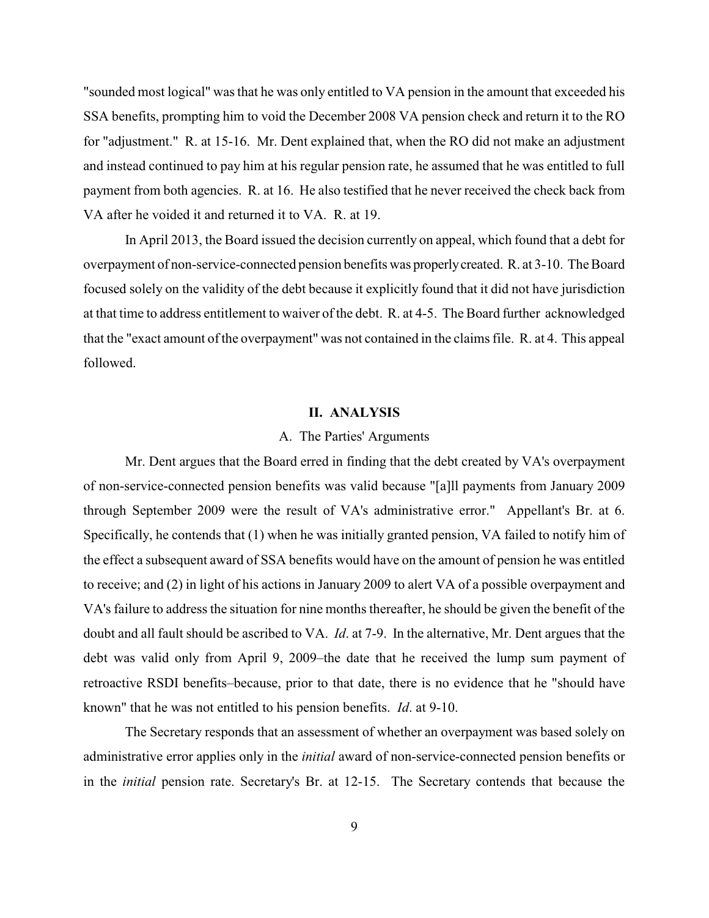"sounded most logical" was that he was only entitled to VA pension in the amount that exceeded his SSA benefits, prompting him to void the December 2008 VA pension check and return it to the RO for "adjustment." R. at 15-16. Mr. Dent explained that, when the RO did not make an adjustment and instead continued to pay him at his regular pension rate, he assumed that he was entitled to full payment from both agencies. R. at 16. He also testified that he never received the check back from VA after he voided it and returned it to VA. R. at 19.

In April 2013, the Board issued the decision currently on appeal, which found that a debt for overpayment of non-service-connected pension benefits was properly created. R. at 3-10. The Board focused solely on the validity of the debt because it explicitly found that it did not have jurisdiction at that time to address entitlement to waiver of the debt. R. at 4-5. The Board further acknowledged that the "exact amount of the overpayment" was not contained in the claims file. R. at 4. This appeal followed.

## II. ANALYSIS

### A. The Parties' Arguments

Mr. Dent argues that the Board erred in finding that the debt created by VA's overpayment of non-service-connected pension benefits was valid because "[a]ll payments from January 2009 through September 2009 were the result of VA's administrative error." Appellant's Br. at 6. Specifically, he contends that (1) when he was initially granted pension, VA failed to notify him of the effect a subsequent award of SSA benefits would have on the amount of pension he was entitled to receive; and (2) in light of his actions in January 2009 to alert VA of a possible overpayment and VA's failure to address the situation for nine months thereafter, he should be given the benefit of the doubt and all fault should be ascribed to VA. *Id*. at 7-9. In the alternative, Mr. Dent argues that the debt was valid only from April 9, 2009–the date that he received the lump sum payment of retroactive RSDI benefits–because, prior to that date, there is no evidence that he "should have known" that he was not entitled to his pension benefits. *Id*. at 9-10.

The Secretary responds that an assessment of whether an overpayment was based solely on administrative error applies only in the *initial* award of non-service-connected pension benefits or in the *initial* pension rate. Secretary's Br. at 12-15. The Secretary contends that because the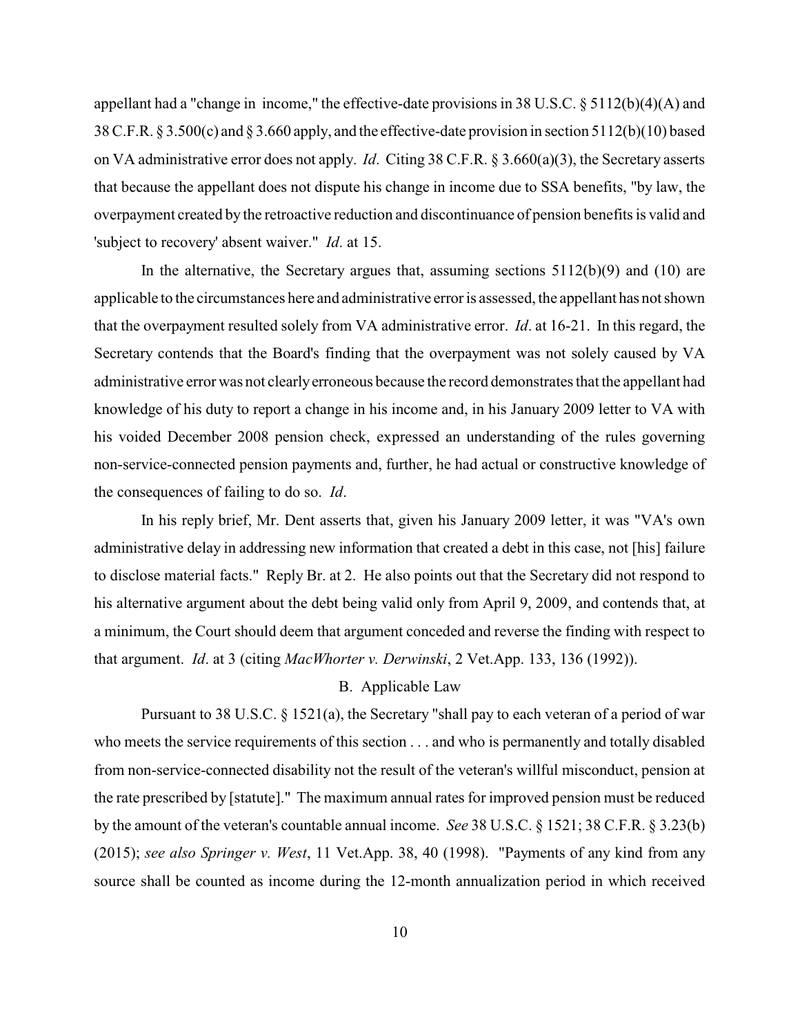appellant had a "change in income," the effective-date provisions in 38 U.S.C. § 5112(b)(4)(A) and 38 C.F.R. § 3.500(c) and § 3.660 apply, and the effective-date provision in section 5112(b)(10) based on VA administrative error does not apply. *Id*. Citing 38 C.F.R. § 3.660(a)(3), the Secretary asserts that because the appellant does not dispute his change in income due to SSA benefits, "by law, the overpayment created by the retroactive reduction and discontinuance of pension benefits is valid and 'subject to recovery' absent waiver." *Id*. at 15.

In the alternative, the Secretary argues that, assuming sections 5112(b)(9) and (10) are applicable to the circumstances here and administrative error is assessed, the appellant has not shown that the overpayment resulted solely from VA administrative error. *Id*. at 16-21. In this regard, the Secretary contends that the Board's finding that the overpayment was not solely caused by VA administrative error was not clearly erroneous because the record demonstrates that the appellant had knowledge of his duty to report a change in his income and, in his January 2009 letter to VA with his voided December 2008 pension check, expressed an understanding of the rules governing non-service-connected pension payments and, further, he had actual or constructive knowledge of the consequences of failing to do so. *Id*.

In his reply brief, Mr. Dent asserts that, given his January 2009 letter, it was "VA's own administrative delay in addressing new information that created a debt in this case, not [his] failure to disclose material facts." Reply Br. at 2. He also points out that the Secretary did not respond to his alternative argument about the debt being valid only from April 9, 2009, and contends that, at a minimum, the Court should deem that argument conceded and reverse the finding with respect to that argument. *Id*. at 3 (citing *MacWhorter v. Derwinski*, 2 Vet.App. 133, 136 (1992)).

### B. Applicable Law

Pursuant to 38 U.S.C. § 1521(a), the Secretary "shall pay to each veteran of a period of war who meets the service requirements of this section . . . and who is permanently and totally disabled from non-service-connected disability not the result of the veteran's willful misconduct, pension at the rate prescribed by [statute]." The maximum annual rates for improved pension must be reduced by the amount of the veteran's countable annual income. *See* 38 U.S.C. § 1521; 38 C.F.R. § 3.23(b) (2015); *see also Springer v. West*, 11 Vet.App. 38, 40 (1998). "Payments of any kind from any source shall be counted as income during the 12-month annualization period in which received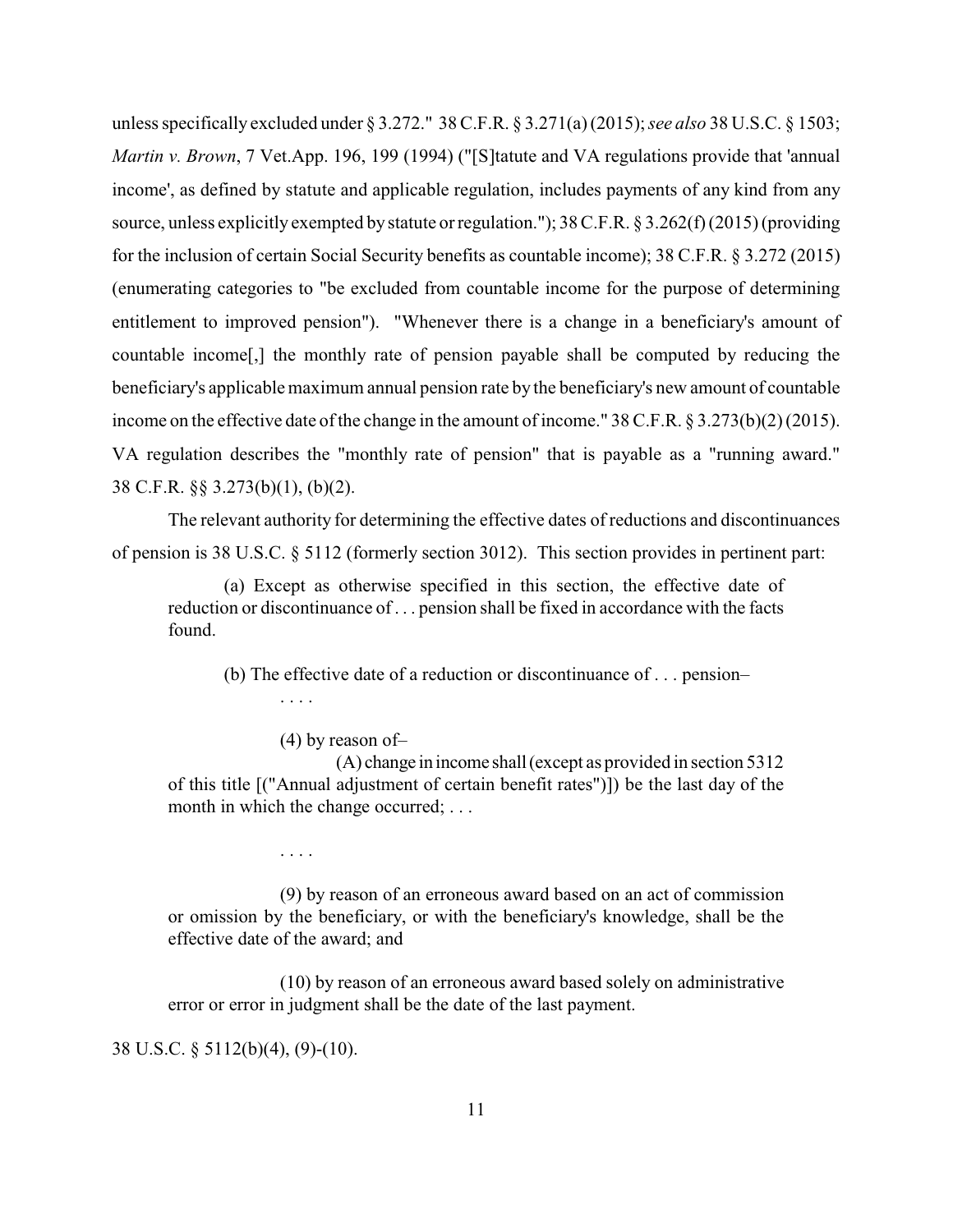unless specifically excluded under § 3.272." 38 C.F.R. § 3.271(a) (2015); *see also* 38 U.S.C. § 1503; *Martin v. Brown*, 7 Vet.App. 196, 199 (1994) ("[S]tatute and VA regulations provide that 'annual income', as defined by statute and applicable regulation, includes payments of any kind from any source, unless explicitly exempted by statute or regulation."); 38 C.F.R. § 3.262(f) (2015) (providing for the inclusion of certain Social Security benefits as countable income); 38 C.F.R. § 3.272 (2015) (enumerating categories to "be excluded from countable income for the purpose of determining entitlement to improved pension"). "Whenever there is a change in a beneficiary's amount of countable income[,] the monthly rate of pension payable shall be computed by reducing the beneficiary's applicable maximum annual pension rate by the beneficiary's new amount of countable income on the effective date of the change in the amount of income." 38 C.F.R. § 3.273(b)(2) (2015). VA regulation describes the "monthly rate of pension" that is payable as a "running award." 38 C.F.R. §§ 3.273(b)(1), (b)(2).

The relevant authority for determining the effective dates of reductions and discontinuances of pension is 38 U.S.C. § 5112 (formerly section 3012). This section provides in pertinent part:

> (a) Except as otherwise specified in this section, the effective date of reduction or discontinuance of . . . pension shall be fixed in accordance with the facts found.
>
> (b) The effective date of a reduction or discontinuance of . . . pension–
>
> . . . .
>
> (4) by reason of–
>
> (A) change in income shall (except as provided in section 5312 of this title [("Annual adjustment of certain benefit rates")]) be the last day of the month in which the change occurred; . . .
>
> . . . .
>
> (9) by reason of an erroneous award based on an act of commission or omission by the beneficiary, or with the beneficiary's knowledge, shall be the effective date of the award; and
>
> (10) by reason of an erroneous award based solely on administrative error or error in judgment shall be the date of the last payment.

38 U.S.C. § 5112(b)(4), (9)-(10).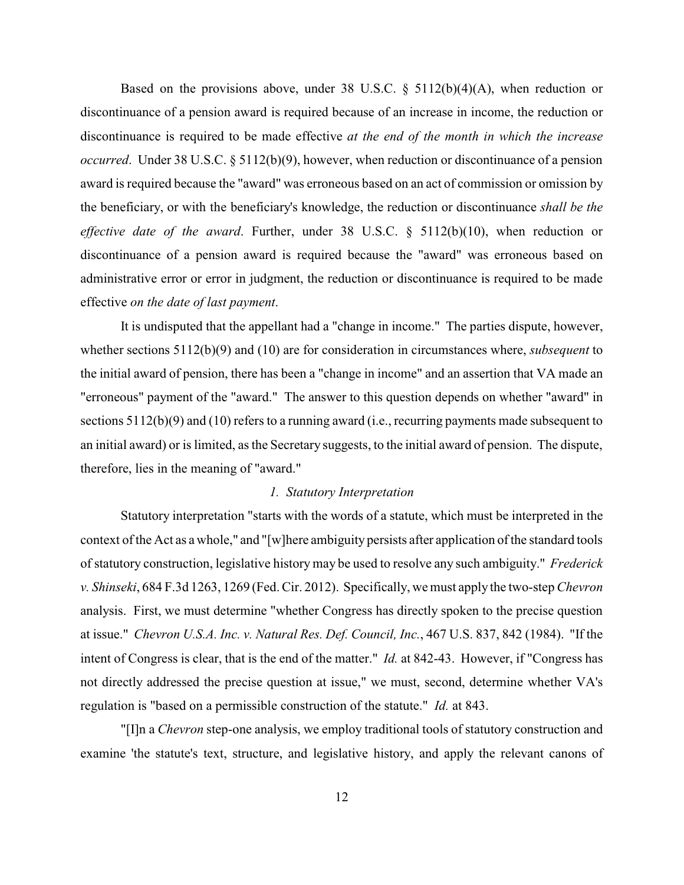Based on the provisions above, under 38 U.S.C. § 5112(b)(4)(A), when reduction or discontinuance of a pension award is required because of an increase in income, the reduction or discontinuance is required to be made effective *at the end of the month in which the increase occurred*. Under 38 U.S.C. § 5112(b)(9), however, when reduction or discontinuance of a pension award is required because the "award" was erroneous based on an act of commission or omission by the beneficiary, or with the beneficiary's knowledge, the reduction or discontinuance *shall be the effective date of the award*. Further, under 38 U.S.C. § 5112(b)(10), when reduction or discontinuance of a pension award is required because the "award" was erroneous based on administrative error or error in judgment, the reduction or discontinuance is required to be made effective *on the date of last payment*.

It is undisputed that the appellant had a "change in income." The parties dispute, however, whether sections 5112(b)(9) and (10) are for consideration in circumstances where, *subsequent* to the initial award of pension, there has been a "change in income" and an assertion that VA made an "erroneous" payment of the "award." The answer to this question depends on whether "award" in sections 5112(b)(9) and (10) refers to a running award (i.e., recurring payments made subsequent to an initial award) or is limited, as the Secretary suggests, to the initial award of pension. The dispute, therefore, lies in the meaning of "award."

### *1. Statutory Interpretation*

Statutory interpretation "starts with the words of a statute, which must be interpreted in the context of the Act as a whole," and "[w]here ambiguity persists after application of the standard tools of statutory construction, legislative history may be used to resolve any such ambiguity." *Frederick v. Shinseki*, 684 F.3d 1263, 1269 (Fed. Cir. 2012). Specifically, we must apply the two-step *Chevron* analysis. First, we must determine "whether Congress has directly spoken to the precise question at issue." *Chevron U.S.A. Inc. v. Natural Res. Def. Council, Inc.*, 467 U.S. 837, 842 (1984). "If the intent of Congress is clear, that is the end of the matter." *Id.* at 842-43. However, if "Congress has not directly addressed the precise question at issue," we must, second, determine whether VA's regulation is "based on a permissible construction of the statute." *Id.* at 843.

"[I]n a *Chevron* step-one analysis, we employ traditional tools of statutory construction and examine 'the statute's text, structure, and legislative history, and apply the relevant canons of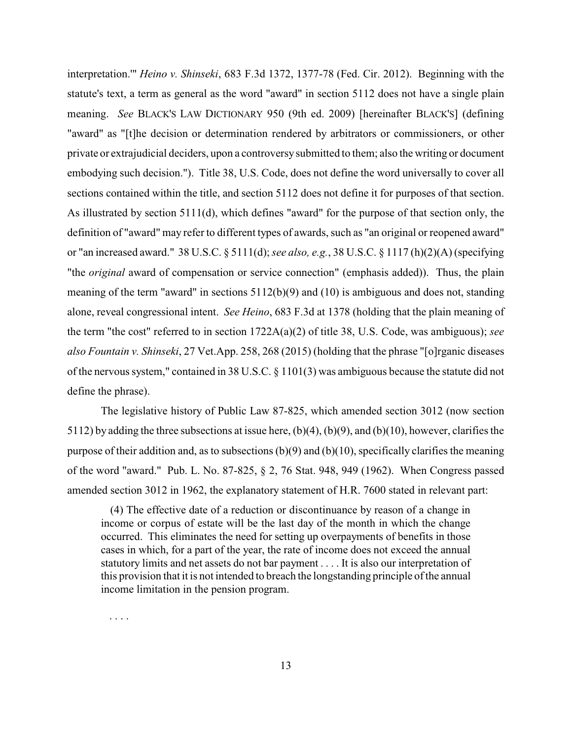interpretation.'" *Heino v. Shinseki*, 683 F.3d 1372, 1377-78 (Fed. Cir. 2012). Beginning with the statute's text, a term as general as the word "award" in section 5112 does not have a single plain meaning. *See* BLACK'S LAW DICTIONARY 950 (9th ed. 2009) [hereinafter BLACK'S] (defining "award" as "[t]he decision or determination rendered by arbitrators or commissioners, or other private or extrajudicial deciders, upon a controversy submitted to them; also the writing or document embodying such decision."). Title 38, U.S. Code, does not define the word universally to cover all sections contained within the title, and section 5112 does not define it for purposes of that section. As illustrated by section 5111(d), which defines "award" for the purpose of that section only, the definition of "award" may refer to different types of awards, such as "an original or reopened award" or "an increased award." 38 U.S.C. § 5111(d); *see also, e.g.*, 38 U.S.C. § 1117 (h)(2)(A) (specifying "the *original* award of compensation or service connection" (emphasis added)). Thus, the plain meaning of the term "award" in sections 5112(b)(9) and (10) is ambiguous and does not, standing alone, reveal congressional intent. *See Heino*, 683 F.3d at 1378 (holding that the plain meaning of the term "the cost" referred to in section 1722A(a)(2) of title 38, U.S. Code, was ambiguous); *see also Fountain v. Shinseki*, 27 Vet.App. 258, 268 (2015) (holding that the phrase "[o]rganic diseases of the nervous system," contained in 38 U.S.C. § 1101(3) was ambiguous because the statute did not define the phrase).

The legislative history of Public Law 87-825, which amended section 3012 (now section 5112) by adding the three subsections at issue here, (b)(4), (b)(9), and (b)(10), however, clarifies the purpose of their addition and, as to subsections (b)(9) and (b)(10), specifically clarifies the meaning of the word "award." Pub. L. No. 87-825, § 2, 76 Stat. 948, 949 (1962). When Congress passed amended section 3012 in 1962, the explanatory statement of H.R. 7600 stated in relevant part:

> (4) The effective date of a reduction or discontinuance by reason of a change in income or corpus of estate will be the last day of the month in which the change occurred. This eliminates the need for setting up overpayments of benefits in those cases in which, for a part of the year, the rate of income does not exceed the annual statutory limits and net assets do not bar payment . . . . It is also our interpretation of this provision that it is not intended to breach the longstanding principle of the annual income limitation in the pension program.
>
> . . . .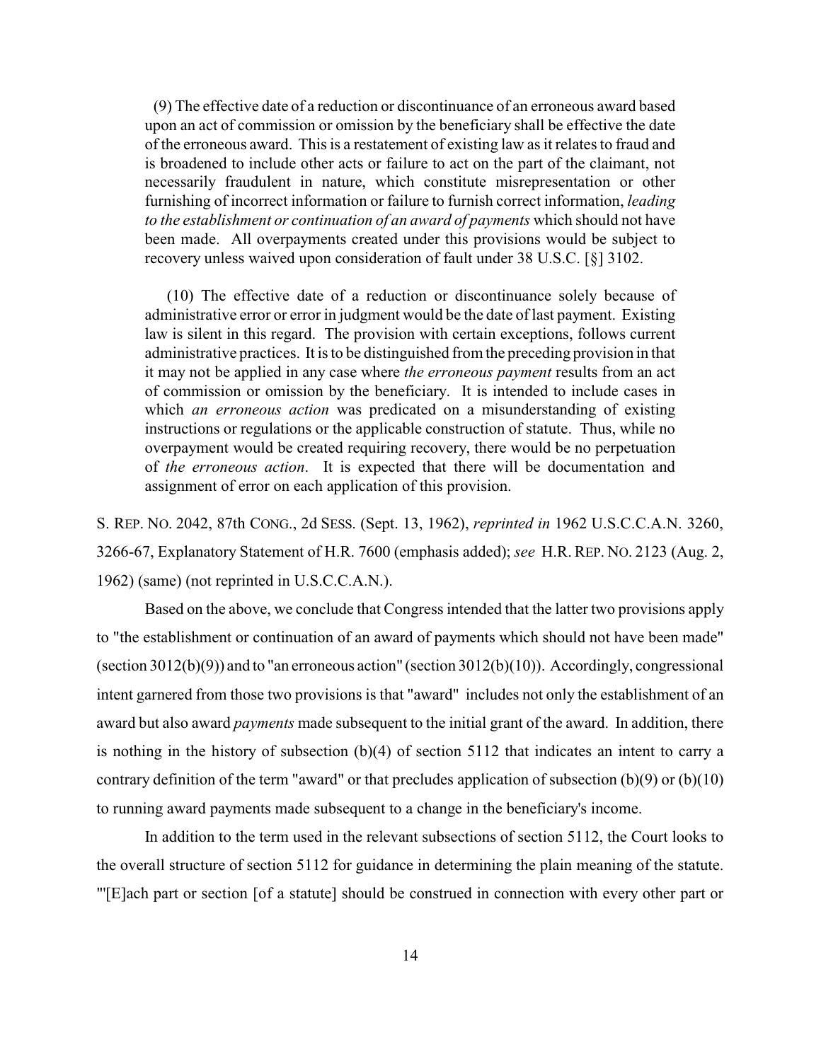> (9) The effective date of a reduction or discontinuance of an erroneous award based upon an act of commission or omission by the beneficiary shall be effective the date of the erroneous award. This is a restatement of existing law as it relates to fraud and is broadened to include other acts or failure to act on the part of the claimant, not necessarily fraudulent in nature, which constitute misrepresentation or other furnishing of incorrect information or failure to furnish correct information, *leading to the establishment or continuation of an award of payments* which should not have been made. All overpayments created under this provisions would be subject to recovery unless waived upon consideration of fault under 38 U.S.C. [§] 3102.
>
> (10) The effective date of a reduction or discontinuance solely because of administrative error or error in judgment would be the date of last payment. Existing law is silent in this regard. The provision with certain exceptions, follows current administrative practices. It is to be distinguished from the preceding provision in that it may not be applied in any case where *the erroneous payment* results from an act of commission or omission by the beneficiary. It is intended to include cases in which *an erroneous action* was predicated on a misunderstanding of existing instructions or regulations or the applicable construction of statute. Thus, while no overpayment would be created requiring recovery, there would be no perpetuation of *the erroneous action*. It is expected that there will be documentation and assignment of error on each application of this provision.

S. REP. NO. 2042, 87th CONG., 2d SESS. (Sept. 13, 1962), *reprinted in* 1962 U.S.C.C.A.N. 3260, 3266-67, Explanatory Statement of H.R. 7600 (emphasis added); *see* H.R. REP. NO. 2123 (Aug. 2, 1962) (same) (not reprinted in U.S.C.C.A.N.).

Based on the above, we conclude that Congress intended that the latter two provisions apply to "the establishment or continuation of an award of payments which should not have been made" (section 3012(b)(9)) and to "an erroneous action" (section 3012(b)(10)). Accordingly, congressional intent garnered from those two provisions is that "award" includes not only the establishment of an award but also award *payments* made subsequent to the initial grant of the award. In addition, there is nothing in the history of subsection (b)(4) of section 5112 that indicates an intent to carry a contrary definition of the term "award" or that precludes application of subsection (b)(9) or (b)(10) to running award payments made subsequent to a change in the beneficiary's income.

In addition to the term used in the relevant subsections of section 5112, the Court looks to the overall structure of section 5112 for guidance in determining the plain meaning of the statute. "'[E]ach part or section [of a statute] should be construed in connection with every other part or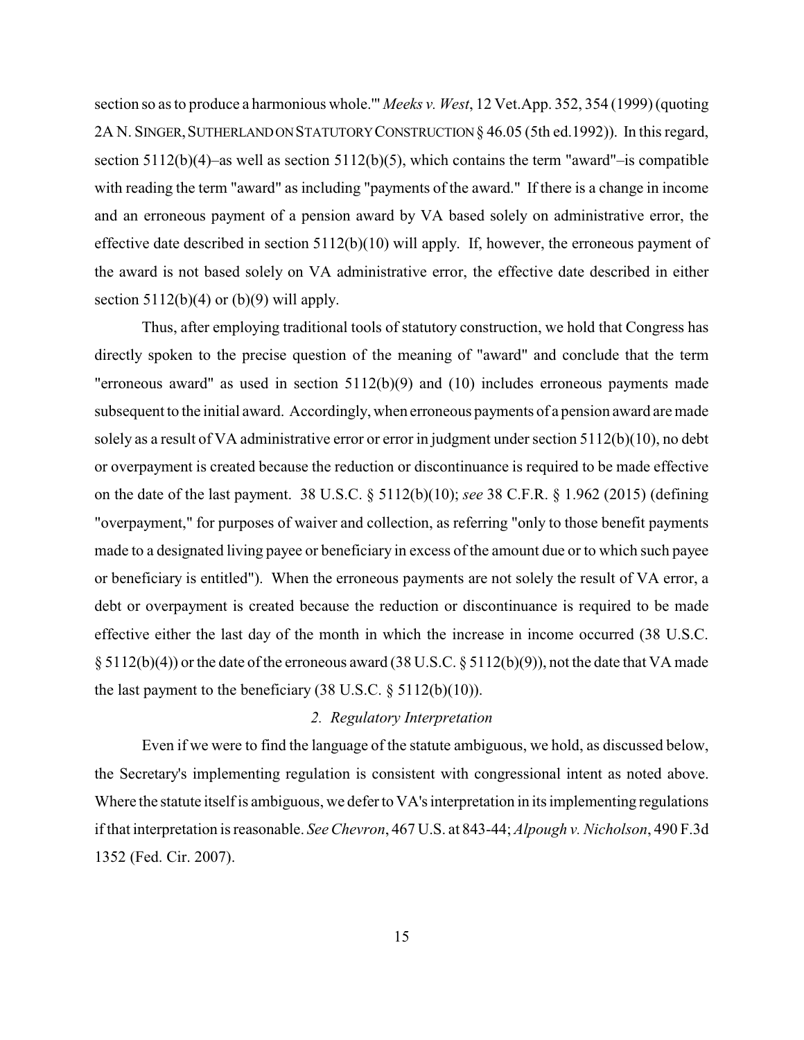section so as to produce a harmonious whole.'" *Meeks v. West*, 12 Vet.App. 352, 354 (1999) (quoting 2A N. SINGER, SUTHERLAND ON STATUTORY CONSTRUCTION § 46.05 (5th ed.1992)). In this regard, section 5112(b)(4)–as well as section 5112(b)(5), which contains the term "award"–is compatible with reading the term "award" as including "payments of the award." If there is a change in income and an erroneous payment of a pension award by VA based solely on administrative error, the effective date described in section 5112(b)(10) will apply. If, however, the erroneous payment of the award is not based solely on VA administrative error, the effective date described in either section 5112(b)(4) or (b)(9) will apply.

Thus, after employing traditional tools of statutory construction, we hold that Congress has directly spoken to the precise question of the meaning of "award" and conclude that the term "erroneous award" as used in section 5112(b)(9) and (10) includes erroneous payments made subsequent to the initial award. Accordingly, when erroneous payments of a pension award are made solely as a result of VA administrative error or error in judgment under section 5112(b)(10), no debt or overpayment is created because the reduction or discontinuance is required to be made effective on the date of the last payment. 38 U.S.C. § 5112(b)(10); *see* 38 C.F.R. § 1.962 (2015) (defining "overpayment," for purposes of waiver and collection, as referring "only to those benefit payments made to a designated living payee or beneficiary in excess of the amount due or to which such payee or beneficiary is entitled"). When the erroneous payments are not solely the result of VA error, a debt or overpayment is created because the reduction or discontinuance is required to be made effective either the last day of the month in which the increase in income occurred (38 U.S.C. § 5112(b)(4)) or the date of the erroneous award (38 U.S.C. § 5112(b)(9)), not the date that VA made the last payment to the beneficiary (38 U.S.C. § 5112(b)(10)).

*2. Regulatory Interpretation*

Even if we were to find the language of the statute ambiguous, we hold, as discussed below, the Secretary's implementing regulation is consistent with congressional intent as noted above. Where the statute itself is ambiguous, we defer to VA's interpretation in its implementing regulations if that interpretation is reasonable. *See Chevron*, 467 U.S. at 843-44; *Alpough v. Nicholson*, 490 F.3d 1352 (Fed. Cir. 2007).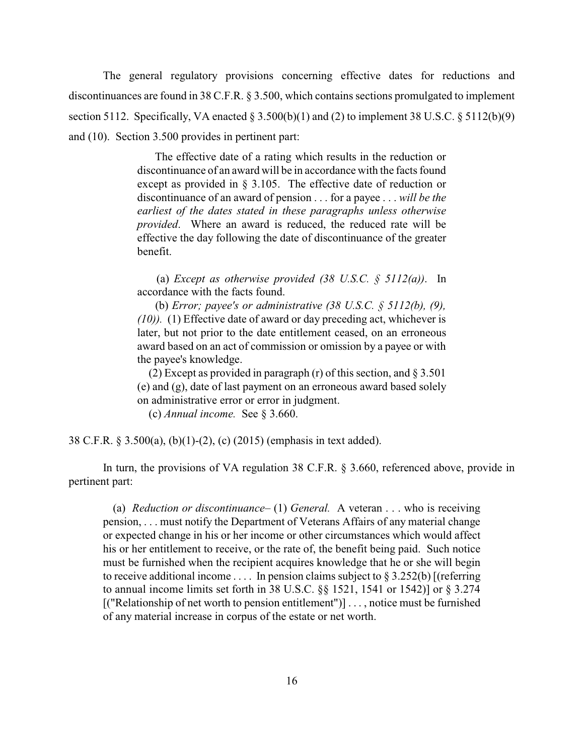The general regulatory provisions concerning effective dates for reductions and discontinuances are found in 38 C.F.R. § 3.500, which contains sections promulgated to implement section 5112. Specifically, VA enacted § 3.500(b)(1) and (2) to implement 38 U.S.C. § 5112(b)(9) and (10). Section 3.500 provides in pertinent part:

> The effective date of a rating which results in the reduction or discontinuance of an award will be in accordance with the facts found except as provided in § 3.105. The effective date of reduction or discontinuance of an award of pension . . . for a payee . . . *will be the earliest of the dates stated in these paragraphs unless otherwise provided*. Where an award is reduced, the reduced rate will be effective the day following the date of discontinuance of the greater benefit.
>
> (a) *Except as otherwise provided (38 U.S.C. § 5112(a))*. In accordance with the facts found.
>
> (b) *Error; payee's or administrative (38 U.S.C. § 5112(b), (9), (10)).* (1) Effective date of award or day preceding act, whichever is later, but not prior to the date entitlement ceased, on an erroneous award based on an act of commission or omission by a payee or with the payee's knowledge.
>
> (2) Except as provided in paragraph (r) of this section, and § 3.501 (e) and (g), date of last payment on an erroneous award based solely on administrative error or error in judgment.
>
> (c) *Annual income.* See § 3.660.

38 C.F.R. § 3.500(a), (b)(1)-(2), (c) (2015) (emphasis in text added).

In turn, the provisions of VA regulation 38 C.F.R. § 3.660, referenced above, provide in pertinent part:

> (a) *Reduction or discontinuance*– (1) *General.* A veteran . . . who is receiving pension, . . . must notify the Department of Veterans Affairs of any material change or expected change in his or her income or other circumstances which would affect his or her entitlement to receive, or the rate of, the benefit being paid. Such notice must be furnished when the recipient acquires knowledge that he or she will begin to receive additional income . . . . In pension claims subject to § 3.252(b) [(referring to annual income limits set forth in 38 U.S.C. §§ 1521, 1541 or 1542)] or § 3.274 [("Relationship of net worth to pension entitlement")] . . . , notice must be furnished of any material increase in corpus of the estate or net worth.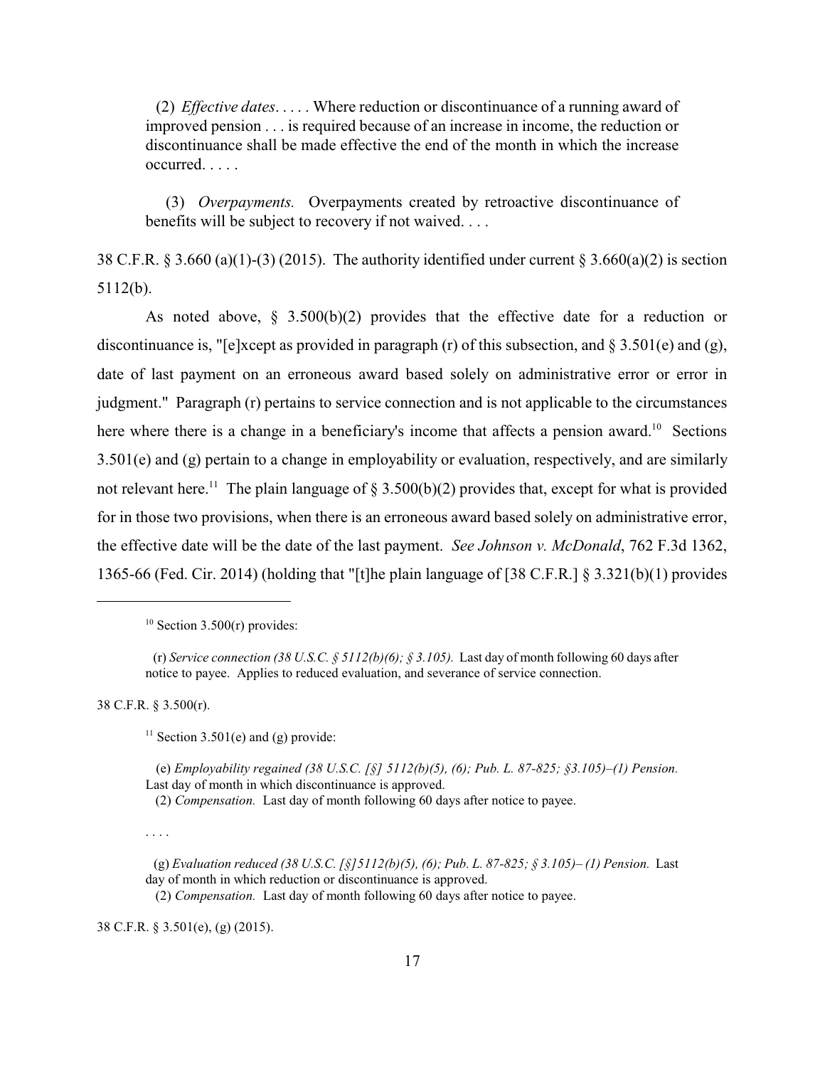(2) *Effective dates*. . . . . Where reduction or discontinuance of a running award of improved pension . . . is required because of an increase in income, the reduction or discontinuance shall be made effective the end of the month in which the increase occurred. . . . .

(3) *Overpayments.* Overpayments created by retroactive discontinuance of benefits will be subject to recovery if not waived. . . .

38 C.F.R. § 3.660 (a)(1)-(3) (2015). The authority identified under current § 3.660(a)(2) is section 5112(b).

As noted above, § 3.500(b)(2) provides that the effective date for a reduction or discontinuance is, "[e]xcept as provided in paragraph (r) of this subsection, and § 3.501(e) and (g), date of last payment on an erroneous award based solely on administrative error or error in judgment." Paragraph (r) pertains to service connection and is not applicable to the circumstances here where there is a change in a beneficiary's income that affects a pension award.[10] Sections 3.501(e) and (g) pertain to a change in employability or evaluation, respectively, and are similarly not relevant here.[11] The plain language of § 3.500(b)(2) provides that, except for what is provided for in those two provisions, when there is an erroneous award based solely on administrative error, the effective date will be the date of the last payment. *See Johnson v. McDonald*, 762 F.3d 1362, 1365-66 (Fed. Cir. 2014) (holding that "[t]he plain language of [38 C.F.R.] § 3.321(b)(1) provides

---

[10] Section 3.500(r) provides:

(r) *Service connection (38 U.S.C. § 5112(b)(6); § 3.105).* Last day of month following 60 days after notice to payee. Applies to reduced evaluation, and severance of service connection.

38 C.F.R. § 3.500(r).

[11] Section 3.501(e) and (g) provide:

(e) *Employability regained (38 U.S.C. [§] 5112(b)(5), (6); Pub. L. 87-825; §3.105)–(1) Pension.* Last day of month in which discontinuance is approved.
(2) *Compensation.* Last day of month following 60 days after notice to payee.

. . . .

(g) *Evaluation reduced (38 U.S.C. [§]5112(b)(5), (6); Pub. L. 87-825; § 3.105)– (1) Pension.* Last day of month in which reduction or discontinuance is approved.
(2) *Compensation.* Last day of month following 60 days after notice to payee.

38 C.F.R. § 3.501(e), (g) (2015).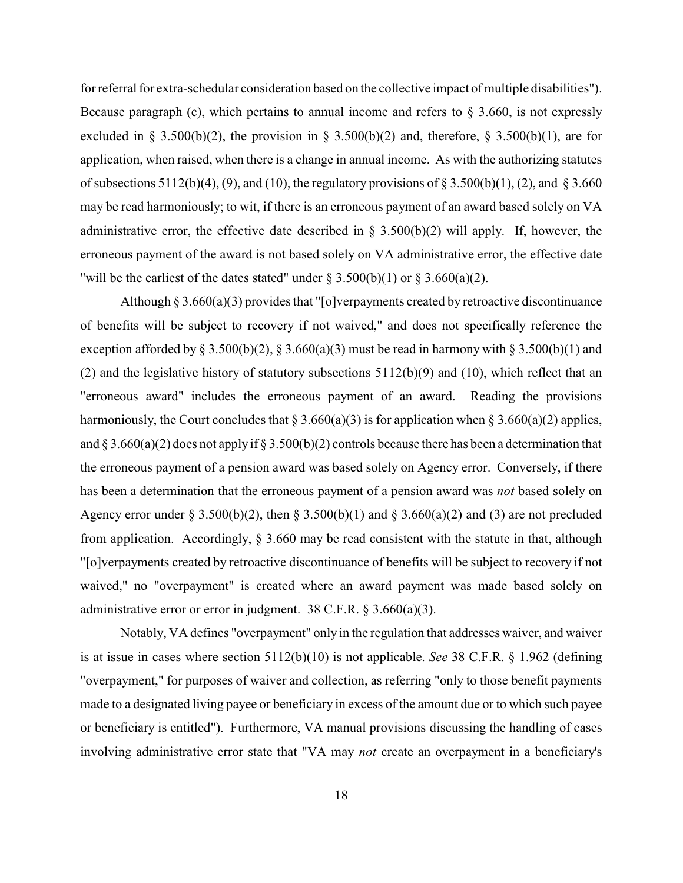for referral for extra-schedular consideration based on the collective impact of multiple disabilities"). Because paragraph (c), which pertains to annual income and refers to § 3.660, is not expressly excluded in § 3.500(b)(2), the provision in § 3.500(b)(2) and, therefore, § 3.500(b)(1), are for application, when raised, when there is a change in annual income. As with the authorizing statutes of subsections 5112(b)(4), (9), and (10), the regulatory provisions of § 3.500(b)(1), (2), and § 3.660 may be read harmoniously; to wit, if there is an erroneous payment of an award based solely on VA administrative error, the effective date described in § 3.500(b)(2) will apply. If, however, the erroneous payment of the award is not based solely on VA administrative error, the effective date "will be the earliest of the dates stated" under § 3.500(b)(1) or § 3.660(a)(2).

Although § 3.660(a)(3) provides that "[o]verpayments created by retroactive discontinuance of benefits will be subject to recovery if not waived," and does not specifically reference the exception afforded by § 3.500(b)(2), § 3.660(a)(3) must be read in harmony with § 3.500(b)(1) and (2) and the legislative history of statutory subsections 5112(b)(9) and (10), which reflect that an "erroneous award" includes the erroneous payment of an award. Reading the provisions harmoniously, the Court concludes that § 3.660(a)(3) is for application when § 3.660(a)(2) applies, and § 3.660(a)(2) does not apply if § 3.500(b)(2) controls because there has been a determination that the erroneous payment of a pension award was based solely on Agency error. Conversely, if there has been a determination that the erroneous payment of a pension award was *not* based solely on Agency error under § 3.500(b)(2), then § 3.500(b)(1) and § 3.660(a)(2) and (3) are not precluded from application. Accordingly, § 3.660 may be read consistent with the statute in that, although "[o]verpayments created by retroactive discontinuance of benefits will be subject to recovery if not waived," no "overpayment" is created where an award payment was made based solely on administrative error or error in judgment. 38 C.F.R. § 3.660(a)(3).

Notably, VA defines "overpayment" only in the regulation that addresses waiver, and waiver is at issue in cases where section 5112(b)(10) is not applicable. *See* 38 C.F.R. § 1.962 (defining "overpayment," for purposes of waiver and collection, as referring "only to those benefit payments made to a designated living payee or beneficiary in excess of the amount due or to which such payee or beneficiary is entitled"). Furthermore, VA manual provisions discussing the handling of cases involving administrative error state that "VA may *not* create an overpayment in a beneficiary's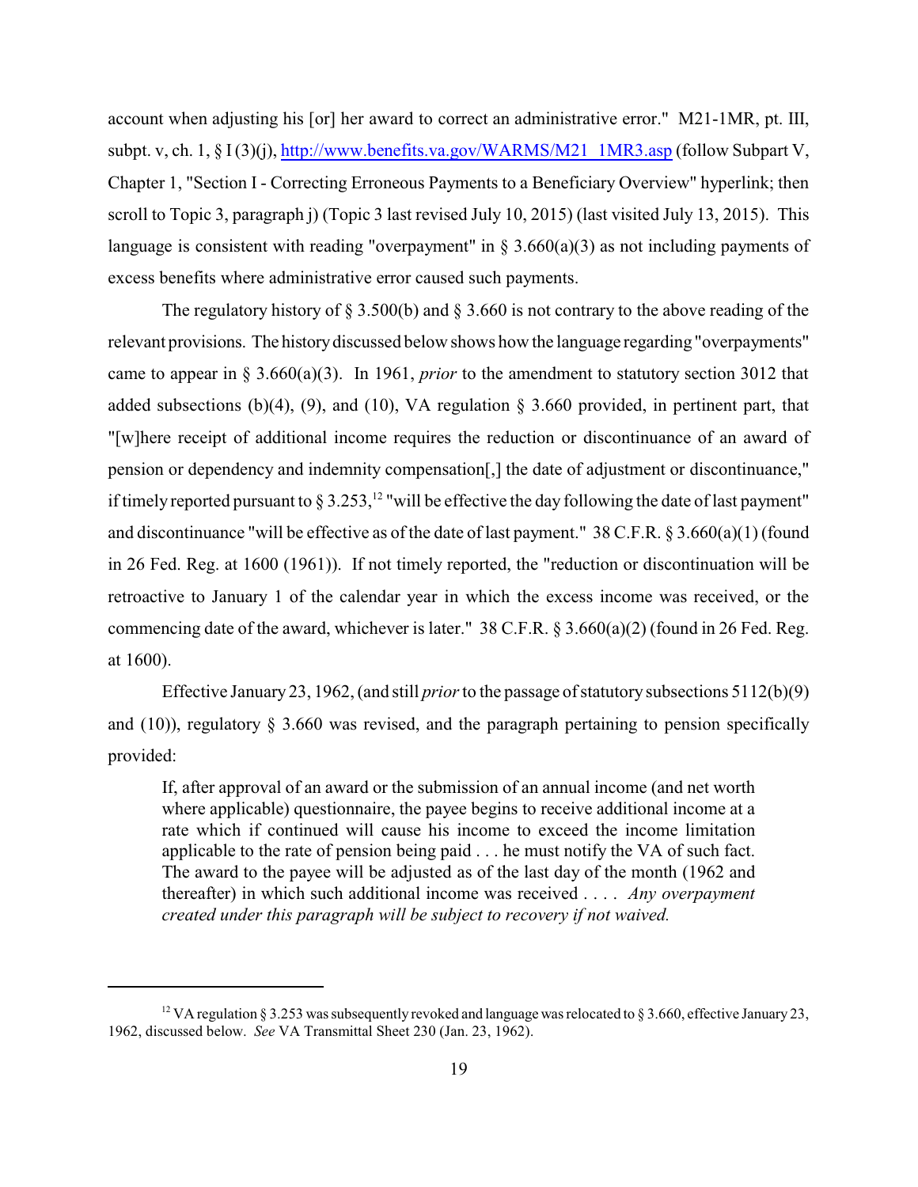account when adjusting his [or] her award to correct an administrative error." M21-1MR, pt. III, subpt. v, ch. 1, § I (3)(j), http://www.benefits.va.gov/WARMS/M21_1MR3.asp (follow Subpart V, Chapter 1, "Section I - Correcting Erroneous Payments to a Beneficiary Overview" hyperlink; then scroll to Topic 3, paragraph j) (Topic 3 last revised July 10, 2015) (last visited July 13, 2015). This language is consistent with reading "overpayment" in § 3.660(a)(3) as not including payments of excess benefits where administrative error caused such payments.

The regulatory history of § 3.500(b) and § 3.660 is not contrary to the above reading of the relevant provisions. The history discussed below shows how the language regarding "overpayments" came to appear in § 3.660(a)(3). In 1961, *prior* to the amendment to statutory section 3012 that added subsections (b)(4), (9), and (10), VA regulation § 3.660 provided, in pertinent part, that "[w]here receipt of additional income requires the reduction or discontinuance of an award of pension or dependency and indemnity compensation[,] the date of adjustment or discontinuance," if timely reported pursuant to § 3.253,[12] "will be effective the day following the date of last payment" and discontinuance "will be effective as of the date of last payment." 38 C.F.R. § 3.660(a)(1) (found in 26 Fed. Reg. at 1600 (1961)). If not timely reported, the "reduction or discontinuation will be retroactive to January 1 of the calendar year in which the excess income was received, or the commencing date of the award, whichever is later." 38 C.F.R. § 3.660(a)(2) (found in 26 Fed. Reg. at 1600).

Effective January 23, 1962, (and still *prior* to the passage of statutory subsections 5112(b)(9) and (10)), regulatory § 3.660 was revised, and the paragraph pertaining to pension specifically provided:

> If, after approval of an award or the submission of an annual income (and net worth where applicable) questionnaire, the payee begins to receive additional income at a rate which if continued will cause his income to exceed the income limitation applicable to the rate of pension being paid . . . he must notify the VA of such fact. The award to the payee will be adjusted as of the last day of the month (1962 and thereafter) in which such additional income was received . . . . *Any overpayment created under this paragraph will be subject to recovery if not waived.*

---

[12] VA regulation § 3.253 was subsequently revoked and language was relocated to § 3.660, effective January 23, 1962, discussed below. *See* VA Transmittal Sheet 230 (Jan. 23, 1962).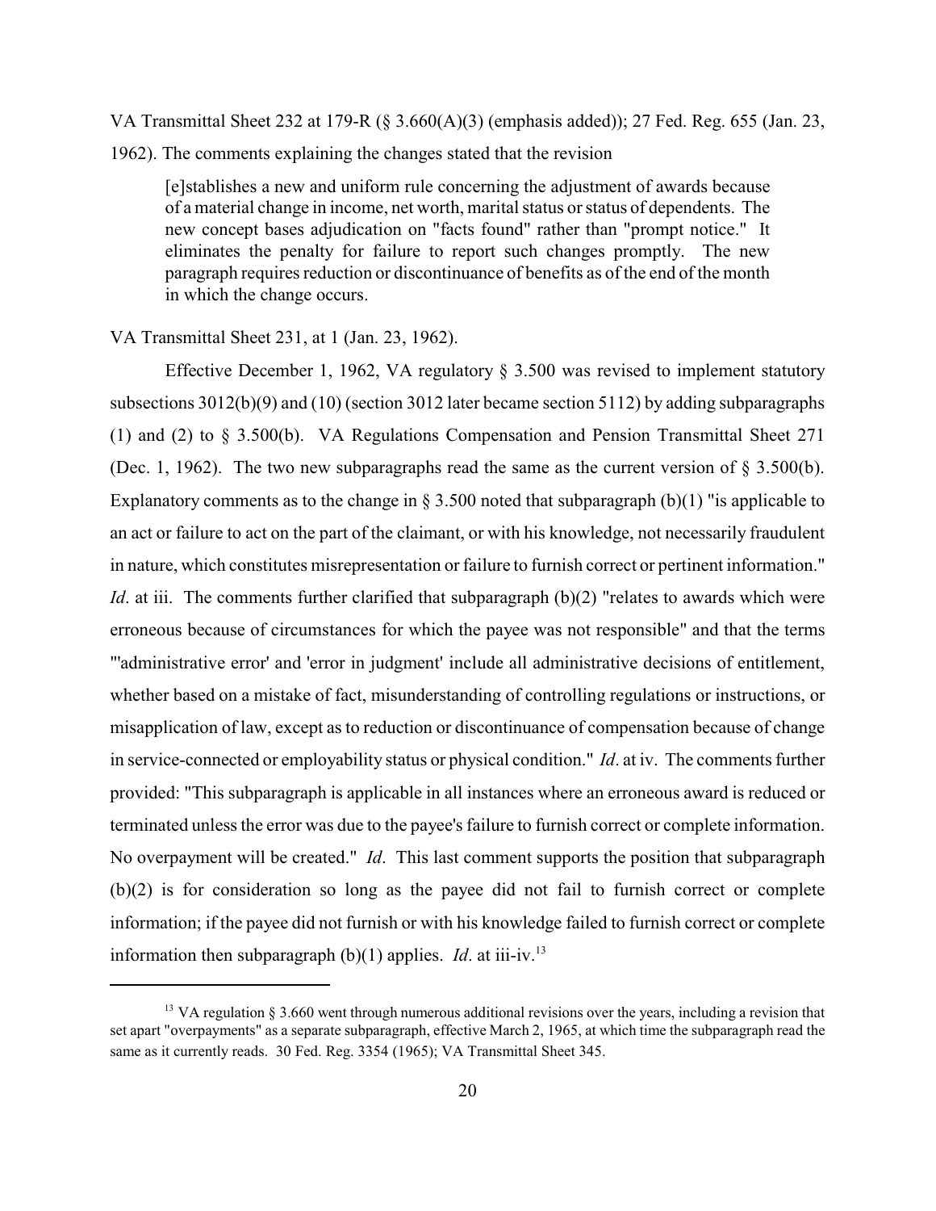VA Transmittal Sheet 232 at 179-R (§ 3.660(A)(3) (emphasis added)); 27 Fed. Reg. 655 (Jan. 23, 1962). The comments explaining the changes stated that the revision

> [e]stablishes a new and uniform rule concerning the adjustment of awards because of a material change in income, net worth, marital status or status of dependents. The new concept bases adjudication on "facts found" rather than "prompt notice." It eliminates the penalty for failure to report such changes promptly. The new paragraph requires reduction or discontinuance of benefits as of the end of the month in which the change occurs.

VA Transmittal Sheet 231, at 1 (Jan. 23, 1962).

Effective December 1, 1962, VA regulatory § 3.500 was revised to implement statutory subsections 3012(b)(9) and (10) (section 3012 later became section 5112) by adding subparagraphs (1) and (2) to § 3.500(b). VA Regulations Compensation and Pension Transmittal Sheet 271 (Dec. 1, 1962). The two new subparagraphs read the same as the current version of § 3.500(b). Explanatory comments as to the change in § 3.500 noted that subparagraph (b)(1) "is applicable to an act or failure to act on the part of the claimant, or with his knowledge, not necessarily fraudulent in nature, which constitutes misrepresentation or failure to furnish correct or pertinent information." *Id*. at iii. The comments further clarified that subparagraph (b)(2) "relates to awards which were erroneous because of circumstances for which the payee was not responsible" and that the terms "'administrative error' and 'error in judgment' include all administrative decisions of entitlement, whether based on a mistake of fact, misunderstanding of controlling regulations or instructions, or misapplication of law, except as to reduction or discontinuance of compensation because of change in service-connected or employability status or physical condition." *Id*. at iv. The comments further provided: "This subparagraph is applicable in all instances where an erroneous award is reduced or terminated unless the error was due to the payee's failure to furnish correct or complete information. No overpayment will be created." *Id*. This last comment supports the position that subparagraph (b)(2) is for consideration so long as the payee did not fail to furnish correct or complete information; if the payee did not furnish or with his knowledge failed to furnish correct or complete information then subparagraph (b)(1) applies. *Id*. at iii-iv.[13]

---

[13] VA regulation § 3.660 went through numerous additional revisions over the years, including a revision that set apart "overpayments" as a separate subparagraph, effective March 2, 1965, at which time the subparagraph read the same as it currently reads. 30 Fed. Reg. 3354 (1965); VA Transmittal Sheet 345.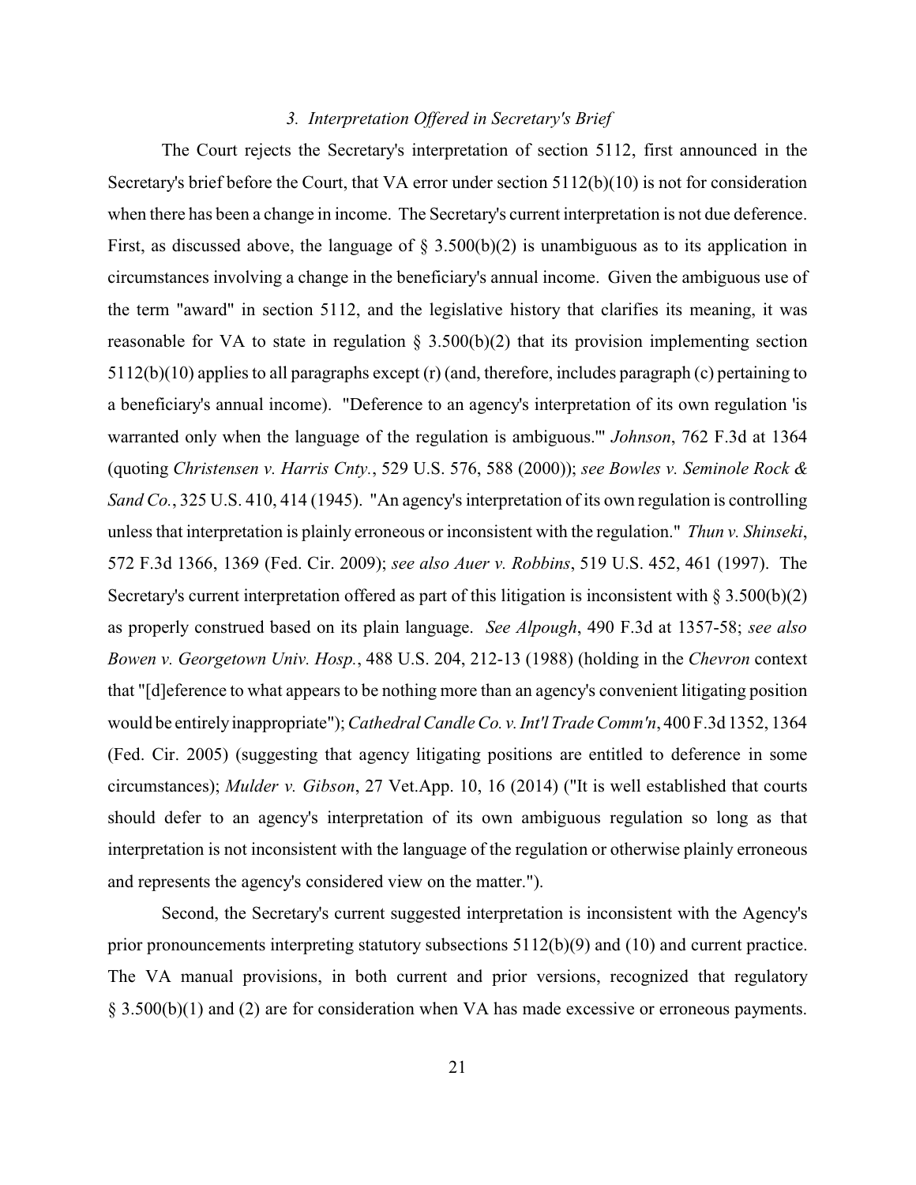### *3. Interpretation Offered in Secretary's Brief*

The Court rejects the Secretary's interpretation of section 5112, first announced in the Secretary's brief before the Court, that VA error under section 5112(b)(10) is not for consideration when there has been a change in income. The Secretary's current interpretation is not due deference. First, as discussed above, the language of § 3.500(b)(2) is unambiguous as to its application in circumstances involving a change in the beneficiary's annual income. Given the ambiguous use of the term "award" in section 5112, and the legislative history that clarifies its meaning, it was reasonable for VA to state in regulation § 3.500(b)(2) that its provision implementing section 5112(b)(10) applies to all paragraphs except (r) (and, therefore, includes paragraph (c) pertaining to a beneficiary's annual income). "Deference to an agency's interpretation of its own regulation 'is warranted only when the language of the regulation is ambiguous.'" *Johnson*, 762 F.3d at 1364 (quoting *Christensen v. Harris Cnty.*, 529 U.S. 576, 588 (2000)); *see Bowles v. Seminole Rock & Sand Co.*, 325 U.S. 410, 414 (1945). "An agency's interpretation of its own regulation is controlling unless that interpretation is plainly erroneous or inconsistent with the regulation." *Thun v. Shinseki*, 572 F.3d 1366, 1369 (Fed. Cir. 2009); *see also Auer v. Robbins*, 519 U.S. 452, 461 (1997). The Secretary's current interpretation offered as part of this litigation is inconsistent with § 3.500(b)(2) as properly construed based on its plain language. *See Alpough*, 490 F.3d at 1357-58; *see also Bowen v. Georgetown Univ. Hosp.*, 488 U.S. 204, 212-13 (1988) (holding in the *Chevron* context that "[d]eference to what appears to be nothing more than an agency's convenient litigating position would be entirely inappropriate"); *Cathedral Candle Co. v. Int'l Trade Comm'n*, 400 F.3d 1352, 1364 (Fed. Cir. 2005) (suggesting that agency litigating positions are entitled to deference in some circumstances); *Mulder v. Gibson*, 27 Vet.App. 10, 16 (2014) ("It is well established that courts should defer to an agency's interpretation of its own ambiguous regulation so long as that interpretation is not inconsistent with the language of the regulation or otherwise plainly erroneous and represents the agency's considered view on the matter.").

Second, the Secretary's current suggested interpretation is inconsistent with the Agency's prior pronouncements interpreting statutory subsections 5112(b)(9) and (10) and current practice. The VA manual provisions, in both current and prior versions, recognized that regulatory § 3.500(b)(1) and (2) are for consideration when VA has made excessive or erroneous payments.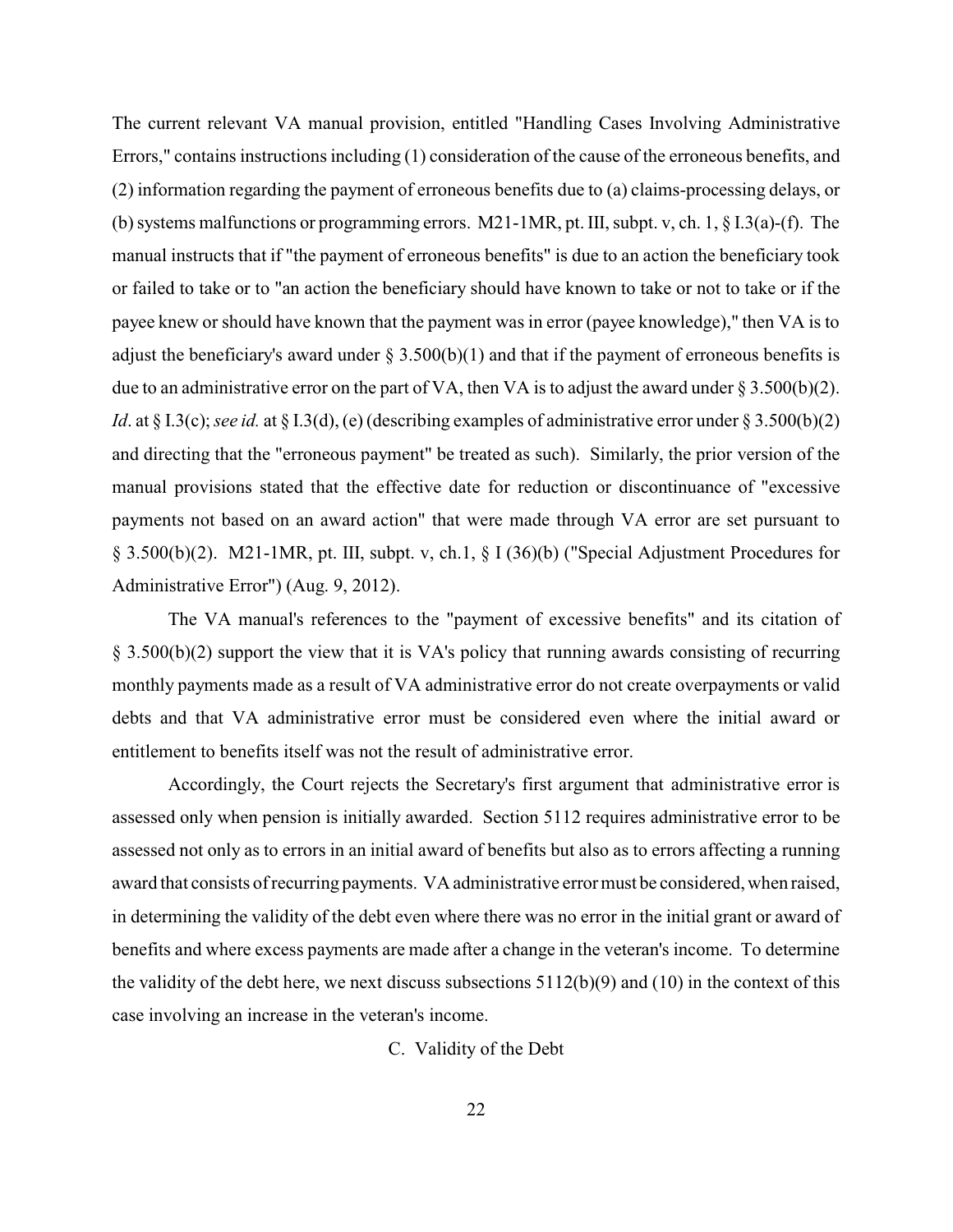The current relevant VA manual provision, entitled "Handling Cases Involving Administrative Errors," contains instructions including (1) consideration of the cause of the erroneous benefits, and (2) information regarding the payment of erroneous benefits due to (a) claims-processing delays, or (b) systems malfunctions or programming errors. M21-1MR, pt. III, subpt. v, ch. 1, § I.3(a)-(f). The manual instructs that if "the payment of erroneous benefits" is due to an action the beneficiary took or failed to take or to "an action the beneficiary should have known to take or not to take or if the payee knew or should have known that the payment was in error (payee knowledge)," then VA is to adjust the beneficiary's award under § 3.500(b)(1) and that if the payment of erroneous benefits is due to an administrative error on the part of VA, then VA is to adjust the award under § 3.500(b)(2). *Id*. at § I.3(c); *see id.* at § I.3(d), (e) (describing examples of administrative error under § 3.500(b)(2) and directing that the "erroneous payment" be treated as such). Similarly, the prior version of the manual provisions stated that the effective date for reduction or discontinuance of "excessive payments not based on an award action" that were made through VA error are set pursuant to § 3.500(b)(2). M21-1MR, pt. III, subpt. v, ch.1, § I (36)(b) ("Special Adjustment Procedures for Administrative Error") (Aug. 9, 2012).

The VA manual's references to the "payment of excessive benefits" and its citation of § 3.500(b)(2) support the view that it is VA's policy that running awards consisting of recurring monthly payments made as a result of VA administrative error do not create overpayments or valid debts and that VA administrative error must be considered even where the initial award or entitlement to benefits itself was not the result of administrative error.

Accordingly, the Court rejects the Secretary's first argument that administrative error is assessed only when pension is initially awarded. Section 5112 requires administrative error to be assessed not only as to errors in an initial award of benefits but also as to errors affecting a running award that consists of recurring payments. VA administrative error must be considered, when raised, in determining the validity of the debt even where there was no error in the initial grant or award of benefits and where excess payments are made after a change in the veteran's income. To determine the validity of the debt here, we next discuss subsections 5112(b)(9) and (10) in the context of this case involving an increase in the veteran's income.

### C. Validity of the Debt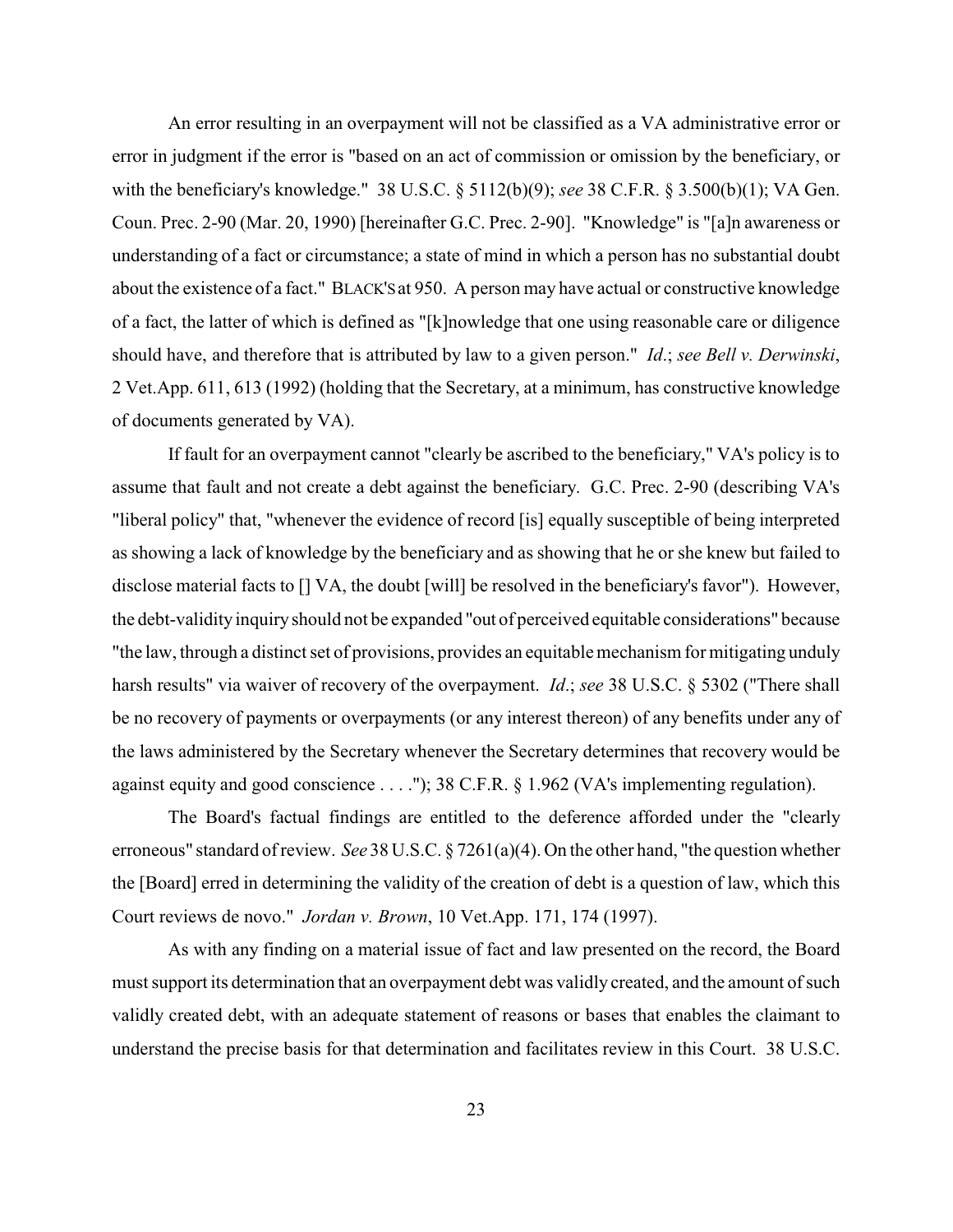An error resulting in an overpayment will not be classified as a VA administrative error or error in judgment if the error is "based on an act of commission or omission by the beneficiary, or with the beneficiary's knowledge." 38 U.S.C. § 5112(b)(9); *see* 38 C.F.R. § 3.500(b)(1); VA Gen. Coun. Prec. 2-90 (Mar. 20, 1990) [hereinafter G.C. Prec. 2-90]. "Knowledge" is "[a]n awareness or understanding of a fact or circumstance; a state of mind in which a person has no substantial doubt about the existence of a fact." BLACK'S at 950. A person may have actual or constructive knowledge of a fact, the latter of which is defined as "[k]nowledge that one using reasonable care or diligence should have, and therefore that is attributed by law to a given person." *Id*.; *see Bell v. Derwinski*, 2 Vet.App. 611, 613 (1992) (holding that the Secretary, at a minimum, has constructive knowledge of documents generated by VA).

If fault for an overpayment cannot "clearly be ascribed to the beneficiary," VA's policy is to assume that fault and not create a debt against the beneficiary. G.C. Prec. 2-90 (describing VA's "liberal policy" that, "whenever the evidence of record [is] equally susceptible of being interpreted as showing a lack of knowledge by the beneficiary and as showing that he or she knew but failed to disclose material facts to [] VA, the doubt [will] be resolved in the beneficiary's favor"). However, the debt-validity inquiry should not be expanded "out of perceived equitable considerations" because "the law, through a distinct set of provisions, provides an equitable mechanism for mitigating unduly harsh results" via waiver of recovery of the overpayment. *Id*.; *see* 38 U.S.C. § 5302 ("There shall be no recovery of payments or overpayments (or any interest thereon) of any benefits under any of the laws administered by the Secretary whenever the Secretary determines that recovery would be against equity and good conscience . . . ."); 38 C.F.R. § 1.962 (VA's implementing regulation).

The Board's factual findings are entitled to the deference afforded under the "clearly erroneous" standard of review. *See* 38 U.S.C. § 7261(a)(4). On the other hand, "the question whether the [Board] erred in determining the validity of the creation of debt is a question of law, which this Court reviews de novo." *Jordan v. Brown*, 10 Vet.App. 171, 174 (1997).

As with any finding on a material issue of fact and law presented on the record, the Board must support its determination that an overpayment debt was validly created, and the amount of such validly created debt, with an adequate statement of reasons or bases that enables the claimant to understand the precise basis for that determination and facilitates review in this Court. 38 U.S.C.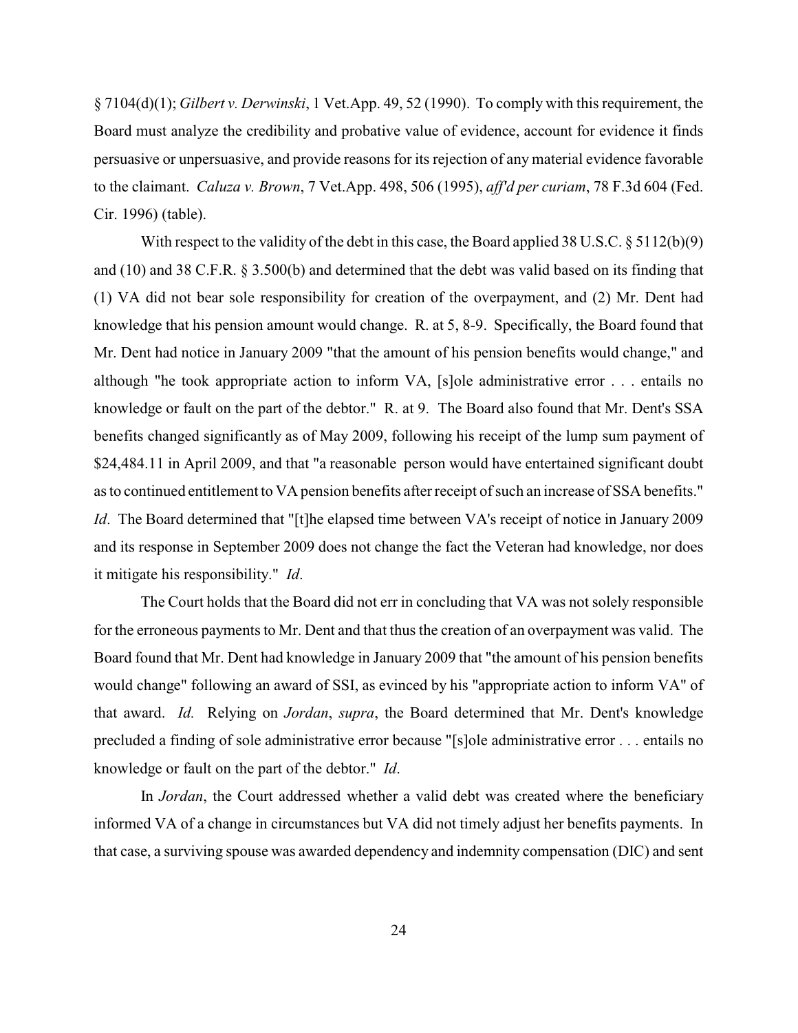§ 7104(d)(1); *Gilbert v. Derwinski*, 1 Vet.App. 49, 52 (1990). To comply with this requirement, the Board must analyze the credibility and probative value of evidence, account for evidence it finds persuasive or unpersuasive, and provide reasons for its rejection of any material evidence favorable to the claimant. *Caluza v. Brown*, 7 Vet.App. 498, 506 (1995), *aff'd per curiam*, 78 F.3d 604 (Fed. Cir. 1996) (table).

With respect to the validity of the debt in this case, the Board applied 38 U.S.C. § 5112(b)(9) and (10) and 38 C.F.R. § 3.500(b) and determined that the debt was valid based on its finding that (1) VA did not bear sole responsibility for creation of the overpayment, and (2) Mr. Dent had knowledge that his pension amount would change. R. at 5, 8-9. Specifically, the Board found that Mr. Dent had notice in January 2009 "that the amount of his pension benefits would change," and although "he took appropriate action to inform VA, [s]ole administrative error . . . entails no knowledge or fault on the part of the debtor." R. at 9. The Board also found that Mr. Dent's SSA benefits changed significantly as of May 2009, following his receipt of the lump sum payment of $24,484.11 in April 2009, and that "a reasonable person would have entertained significant doubt as to continued entitlement to VA pension benefits after receipt of such an increase of SSA benefits." *Id*. The Board determined that "[t]he elapsed time between VA's receipt of notice in January 2009 and its response in September 2009 does not change the fact the Veteran had knowledge, nor does it mitigate his responsibility." *Id*.

The Court holds that the Board did not err in concluding that VA was not solely responsible for the erroneous payments to Mr. Dent and that thus the creation of an overpayment was valid. The Board found that Mr. Dent had knowledge in January 2009 that "the amount of his pension benefits would change" following an award of SSI, as evinced by his "appropriate action to inform VA" of that award. *Id.* Relying on *Jordan*, *supra*, the Board determined that Mr. Dent's knowledge precluded a finding of sole administrative error because "[s]ole administrative error . . . entails no knowledge or fault on the part of the debtor." *Id*.

In *Jordan*, the Court addressed whether a valid debt was created where the beneficiary informed VA of a change in circumstances but VA did not timely adjust her benefits payments. In that case, a surviving spouse was awarded dependency and indemnity compensation (DIC) and sent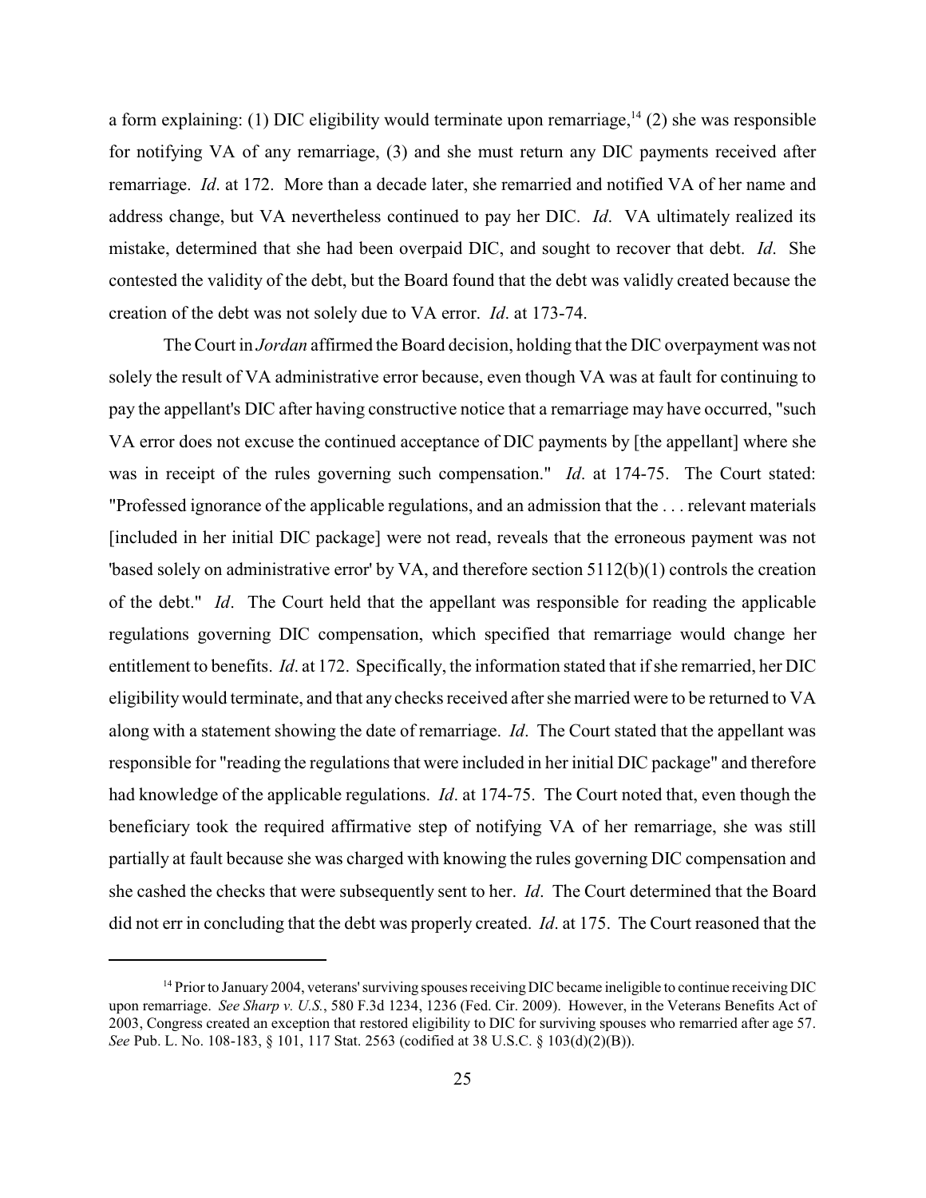a form explaining: (1) DIC eligibility would terminate upon remarriage,[14] (2) she was responsible for notifying VA of any remarriage, (3) and she must return any DIC payments received after remarriage. *Id*. at 172. More than a decade later, she remarried and notified VA of her name and address change, but VA nevertheless continued to pay her DIC. *Id*. VA ultimately realized its mistake, determined that she had been overpaid DIC, and sought to recover that debt. *Id*. She contested the validity of the debt, but the Board found that the debt was validly created because the creation of the debt was not solely due to VA error. *Id*. at 173-74.

The Court in *Jordan* affirmed the Board decision, holding that the DIC overpayment was not solely the result of VA administrative error because, even though VA was at fault for continuing to pay the appellant's DIC after having constructive notice that a remarriage may have occurred, "such VA error does not excuse the continued acceptance of DIC payments by [the appellant] where she was in receipt of the rules governing such compensation." *Id*. at 174-75. The Court stated: "Professed ignorance of the applicable regulations, and an admission that the . . . relevant materials [included in her initial DIC package] were not read, reveals that the erroneous payment was not 'based solely on administrative error' by VA, and therefore section 5112(b)(1) controls the creation of the debt." *Id*. The Court held that the appellant was responsible for reading the applicable regulations governing DIC compensation, which specified that remarriage would change her entitlement to benefits. *Id*. at 172. Specifically, the information stated that if she remarried, her DIC eligibility would terminate, and that any checks received after she married were to be returned to VA along with a statement showing the date of remarriage. *Id*. The Court stated that the appellant was responsible for "reading the regulations that were included in her initial DIC package" and therefore had knowledge of the applicable regulations. *Id*. at 174-75. The Court noted that, even though the beneficiary took the required affirmative step of notifying VA of her remarriage, she was still partially at fault because she was charged with knowing the rules governing DIC compensation and she cashed the checks that were subsequently sent to her. *Id*. The Court determined that the Board did not err in concluding that the debt was properly created. *Id*. at 175. The Court reasoned that the

---

[14] Prior to January 2004, veterans' surviving spouses receiving DIC became ineligible to continue receiving DIC upon remarriage. *See Sharp v. U.S.*, 580 F.3d 1234, 1236 (Fed. Cir. 2009). However, in the Veterans Benefits Act of 2003, Congress created an exception that restored eligibility to DIC for surviving spouses who remarried after age 57. *See* Pub. L. No. 108-183, § 101, 117 Stat. 2563 (codified at 38 U.S.C. § 103(d)(2)(B)).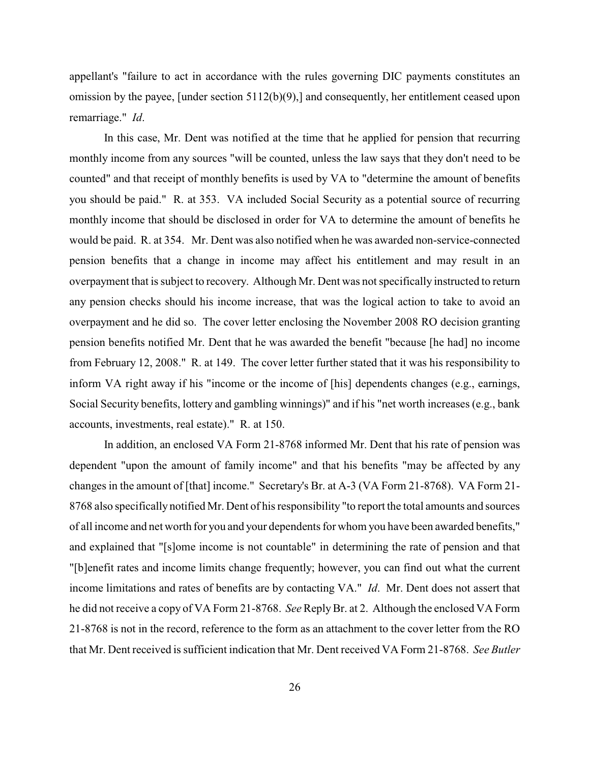appellant's "failure to act in accordance with the rules governing DIC payments constitutes an omission by the payee, [under section 5112(b)(9),] and consequently, her entitlement ceased upon remarriage." *Id*.

In this case, Mr. Dent was notified at the time that he applied for pension that recurring monthly income from any sources "will be counted, unless the law says that they don't need to be counted" and that receipt of monthly benefits is used by VA to "determine the amount of benefits you should be paid." R. at 353. VA included Social Security as a potential source of recurring monthly income that should be disclosed in order for VA to determine the amount of benefits he would be paid. R. at 354. Mr. Dent was also notified when he was awarded non-service-connected pension benefits that a change in income may affect his entitlement and may result in an overpayment that is subject to recovery. Although Mr. Dent was not specifically instructed to return any pension checks should his income increase, that was the logical action to take to avoid an overpayment and he did so. The cover letter enclosing the November 2008 RO decision granting pension benefits notified Mr. Dent that he was awarded the benefit "because [he had] no income from February 12, 2008." R. at 149. The cover letter further stated that it was his responsibility to inform VA right away if his "income or the income of [his] dependents changes (e.g., earnings, Social Security benefits, lottery and gambling winnings)" and if his "net worth increases (e.g., bank accounts, investments, real estate)." R. at 150.

In addition, an enclosed VA Form 21-8768 informed Mr. Dent that his rate of pension was dependent "upon the amount of family income" and that his benefits "may be affected by any changes in the amount of [that] income." Secretary's Br. at A-3 (VA Form 21-8768). VA Form 21-8768 also specifically notified Mr. Dent of his responsibility "to report the total amounts and sources of all income and net worth for you and your dependents for whom you have been awarded benefits," and explained that "[s]ome income is not countable" in determining the rate of pension and that "[b]enefit rates and income limits change frequently; however, you can find out what the current income limitations and rates of benefits are by contacting VA." *Id*. Mr. Dent does not assert that he did not receive a copy of VA Form 21-8768. *See* Reply Br. at 2. Although the enclosed VA Form 21-8768 is not in the record, reference to the form as an attachment to the cover letter from the RO that Mr. Dent received is sufficient indication that Mr. Dent received VA Form 21-8768. *See Butler*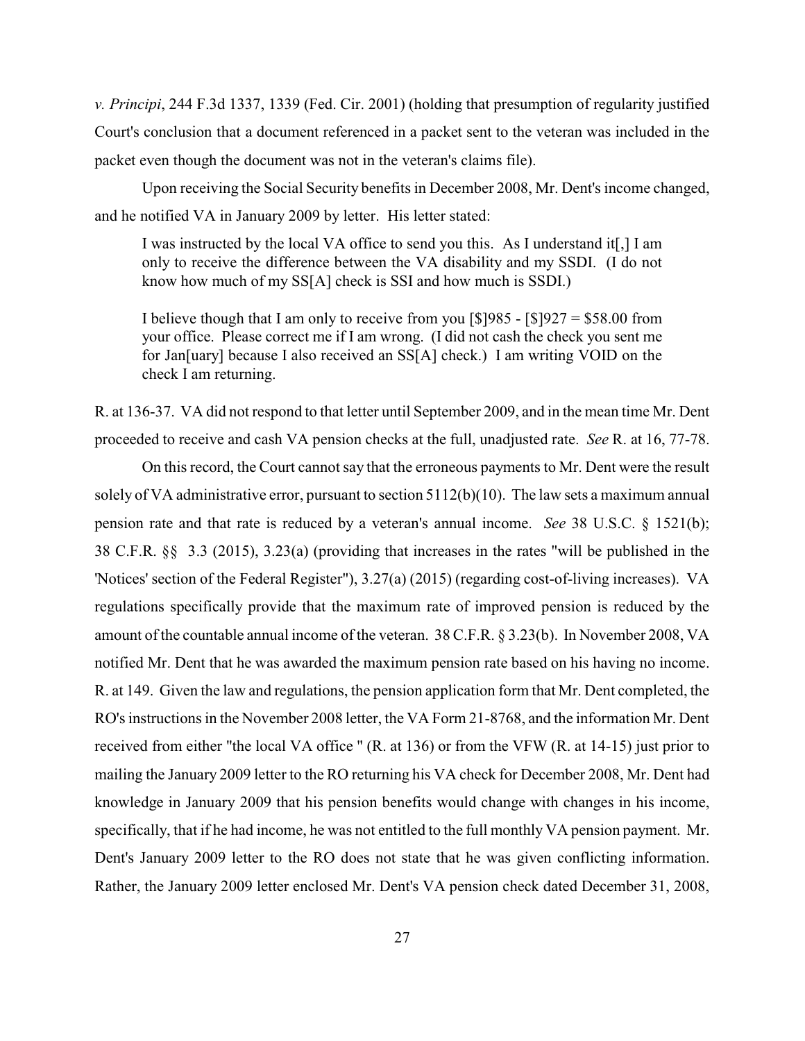*v. Principi*, 244 F.3d 1337, 1339 (Fed. Cir. 2001) (holding that presumption of regularity justified Court's conclusion that a document referenced in a packet sent to the veteran was included in the packet even though the document was not in the veteran's claims file).

Upon receiving the Social Security benefits in December 2008, Mr. Dent's income changed, and he notified VA in January 2009 by letter. His letter stated:

> I was instructed by the local VA office to send you this. As I understand it[,] I am only to receive the difference between the VA disability and my SSDI. (I do not know how much of my SS[A] check is SSI and how much is SSDI.)
>
> I believe though that I am only to receive from you [$]985 - [$]927 = $58.00 from your office. Please correct me if I am wrong. (I did not cash the check you sent me for Jan[uary] because I also received an SS[A] check.) I am writing VOID on the check I am returning.

R. at 136-37. VA did not respond to that letter until September 2009, and in the mean time Mr. Dent proceeded to receive and cash VA pension checks at the full, unadjusted rate. *See* R. at 16, 77-78.

On this record, the Court cannot say that the erroneous payments to Mr. Dent were the result solely of VA administrative error, pursuant to section 5112(b)(10). The law sets a maximum annual pension rate and that rate is reduced by a veteran's annual income. *See* 38 U.S.C. § 1521(b); 38 C.F.R. §§ 3.3 (2015), 3.23(a) (providing that increases in the rates "will be published in the 'Notices' section of the Federal Register"), 3.27(a) (2015) (regarding cost-of-living increases). VA regulations specifically provide that the maximum rate of improved pension is reduced by the amount of the countable annual income of the veteran. 38 C.F.R. § 3.23(b). In November 2008, VA notified Mr. Dent that he was awarded the maximum pension rate based on his having no income. R. at 149. Given the law and regulations, the pension application form that Mr. Dent completed, the RO's instructions in the November 2008 letter, the VA Form 21-8768, and the information Mr. Dent received from either "the local VA office " (R. at 136) or from the VFW (R. at 14-15) just prior to mailing the January 2009 letter to the RO returning his VA check for December 2008, Mr. Dent had knowledge in January 2009 that his pension benefits would change with changes in his income, specifically, that if he had income, he was not entitled to the full monthly VA pension payment. Mr. Dent's January 2009 letter to the RO does not state that he was given conflicting information. Rather, the January 2009 letter enclosed Mr. Dent's VA pension check dated December 31, 2008,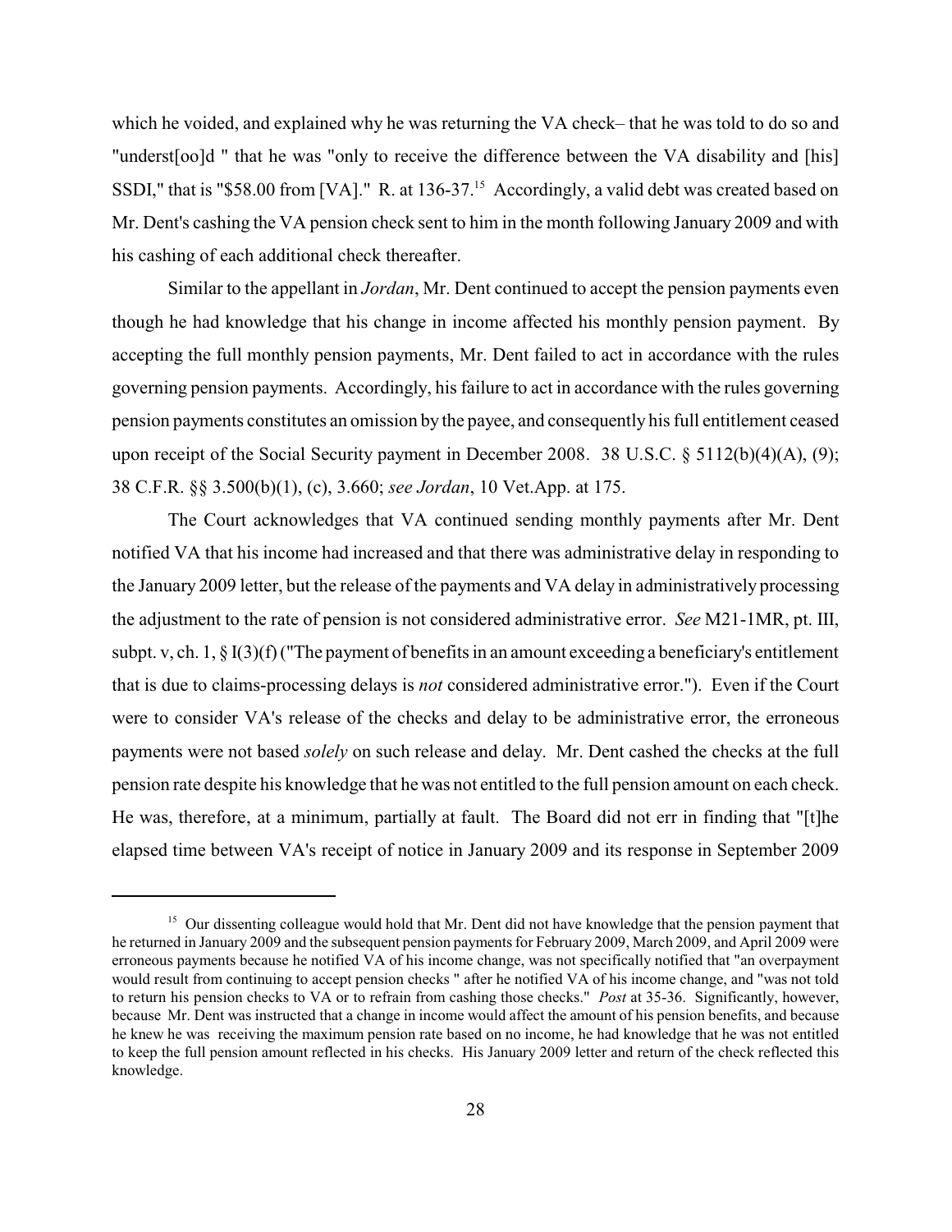which he voided, and explained why he was returning the VA check– that he was told to do so and "underst[oo]d " that he was "only to receive the difference between the VA disability and [his] SSDI," that is "$58.00 from [VA]." R. at 136-37.[15] Accordingly, a valid debt was created based on Mr. Dent's cashing the VA pension check sent to him in the month following January 2009 and with his cashing of each additional check thereafter.

Similar to the appellant in *Jordan*, Mr. Dent continued to accept the pension payments even though he had knowledge that his change in income affected his monthly pension payment. By accepting the full monthly pension payments, Mr. Dent failed to act in accordance with the rules governing pension payments. Accordingly, his failure to act in accordance with the rules governing pension payments constitutes an omission by the payee, and consequently his full entitlement ceased upon receipt of the Social Security payment in December 2008. 38 U.S.C. § 5112(b)(4)(A), (9); 38 C.F.R. §§ 3.500(b)(1), (c), 3.660; *see Jordan*, 10 Vet.App. at 175.

The Court acknowledges that VA continued sending monthly payments after Mr. Dent notified VA that his income had increased and that there was administrative delay in responding to the January 2009 letter, but the release of the payments and VA delay in administratively processing the adjustment to the rate of pension is not considered administrative error. *See* M21-1MR, pt. III, subpt. v, ch. 1, § I(3)(f) ("The payment of benefits in an amount exceeding a beneficiary's entitlement that is due to claims-processing delays is *not* considered administrative error."). Even if the Court were to consider VA's release of the checks and delay to be administrative error, the erroneous payments were not based *solely* on such release and delay. Mr. Dent cashed the checks at the full pension rate despite his knowledge that he was not entitled to the full pension amount on each check. He was, therefore, at a minimum, partially at fault. The Board did not err in finding that "[t]he elapsed time between VA's receipt of notice in January 2009 and its response in September 2009

---

[15] Our dissenting colleague would hold that Mr. Dent did not have knowledge that the pension payment that he returned in January 2009 and the subsequent pension payments for February 2009, March 2009, and April 2009 were erroneous payments because he notified VA of his income change, was not specifically notified that "an overpayment would result from continuing to accept pension checks " after he notified VA of his income change, and "was not told to return his pension checks to VA or to refrain from cashing those checks." *Post* at 35-36. Significantly, however, because Mr. Dent was instructed that a change in income would affect the amount of his pension benefits, and because he knew he was receiving the maximum pension rate based on no income, he had knowledge that he was not entitled to keep the full pension amount reflected in his checks. His January 2009 letter and return of the check reflected this knowledge.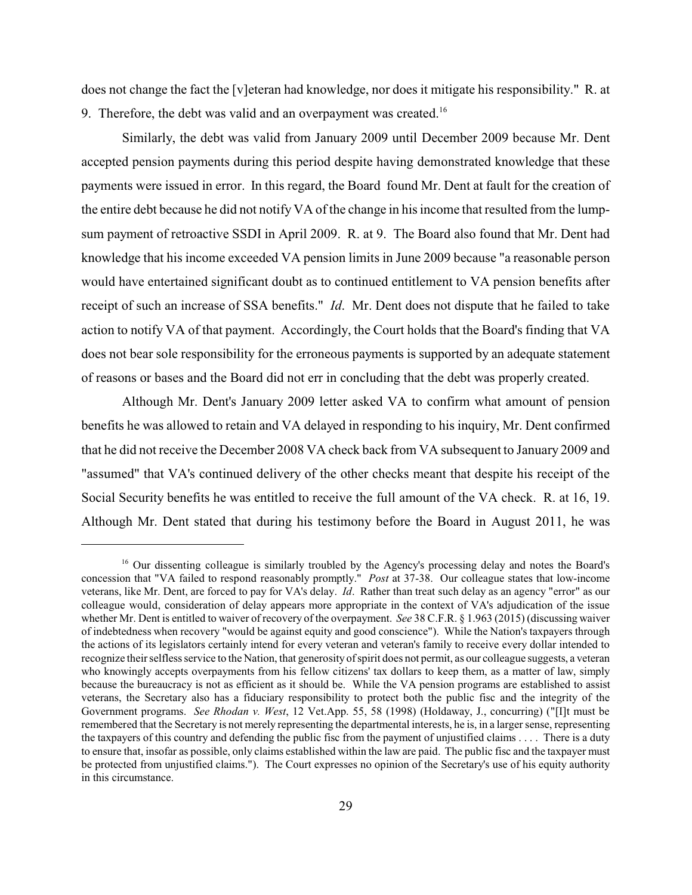does not change the fact the [v]eteran had knowledge, nor does it mitigate his responsibility." R. at 9. Therefore, the debt was valid and an overpayment was created.[16]

Similarly, the debt was valid from January 2009 until December 2009 because Mr. Dent accepted pension payments during this period despite having demonstrated knowledge that these payments were issued in error. In this regard, the Board found Mr. Dent at fault for the creation of the entire debt because he did not notify VA of the change in his income that resulted from the lump-sum payment of retroactive SSDI in April 2009. R. at 9. The Board also found that Mr. Dent had knowledge that his income exceeded VA pension limits in June 2009 because "a reasonable person would have entertained significant doubt as to continued entitlement to VA pension benefits after receipt of such an increase of SSA benefits." *Id*. Mr. Dent does not dispute that he failed to take action to notify VA of that payment. Accordingly, the Court holds that the Board's finding that VA does not bear sole responsibility for the erroneous payments is supported by an adequate statement of reasons or bases and the Board did not err in concluding that the debt was properly created.

Although Mr. Dent's January 2009 letter asked VA to confirm what amount of pension benefits he was allowed to retain and VA delayed in responding to his inquiry, Mr. Dent confirmed that he did not receive the December 2008 VA check back from VA subsequent to January 2009 and "assumed" that VA's continued delivery of the other checks meant that despite his receipt of the Social Security benefits he was entitled to receive the full amount of the VA check. R. at 16, 19. Although Mr. Dent stated that during his testimony before the Board in August 2011, he was

---

[16] Our dissenting colleague is similarly troubled by the Agency's processing delay and notes the Board's concession that "VA failed to respond reasonably promptly." *Post* at 37-38. Our colleague states that low-income veterans, like Mr. Dent, are forced to pay for VA's delay. *Id*. Rather than treat such delay as an agency "error" as our colleague would, consideration of delay appears more appropriate in the context of VA's adjudication of the issue whether Mr. Dent is entitled to waiver of recovery of the overpayment. *See* 38 C.F.R. § 1.963 (2015) (discussing waiver of indebtedness when recovery "would be against equity and good conscience"). While the Nation's taxpayers through the actions of its legislators certainly intend for every veteran and veteran's family to receive every dollar intended to recognize their selfless service to the Nation, that generosity of spirit does not permit, as our colleague suggests, a veteran who knowingly accepts overpayments from his fellow citizens' tax dollars to keep them, as a matter of law, simply because the bureaucracy is not as efficient as it should be. While the VA pension programs are established to assist veterans, the Secretary also has a fiduciary responsibility to protect both the public fisc and the integrity of the Government programs. *See Rhodan v. West*, 12 Vet.App. 55, 58 (1998) (Holdaway, J., concurring) ("[I]t must be remembered that the Secretary is not merely representing the departmental interests, he is, in a larger sense, representing the taxpayers of this country and defending the public fisc from the payment of unjustified claims . . . . There is a duty to ensure that, insofar as possible, only claims established within the law are paid. The public fisc and the taxpayer must be protected from unjustified claims."). The Court expresses no opinion of the Secretary's use of his equity authority in this circumstance.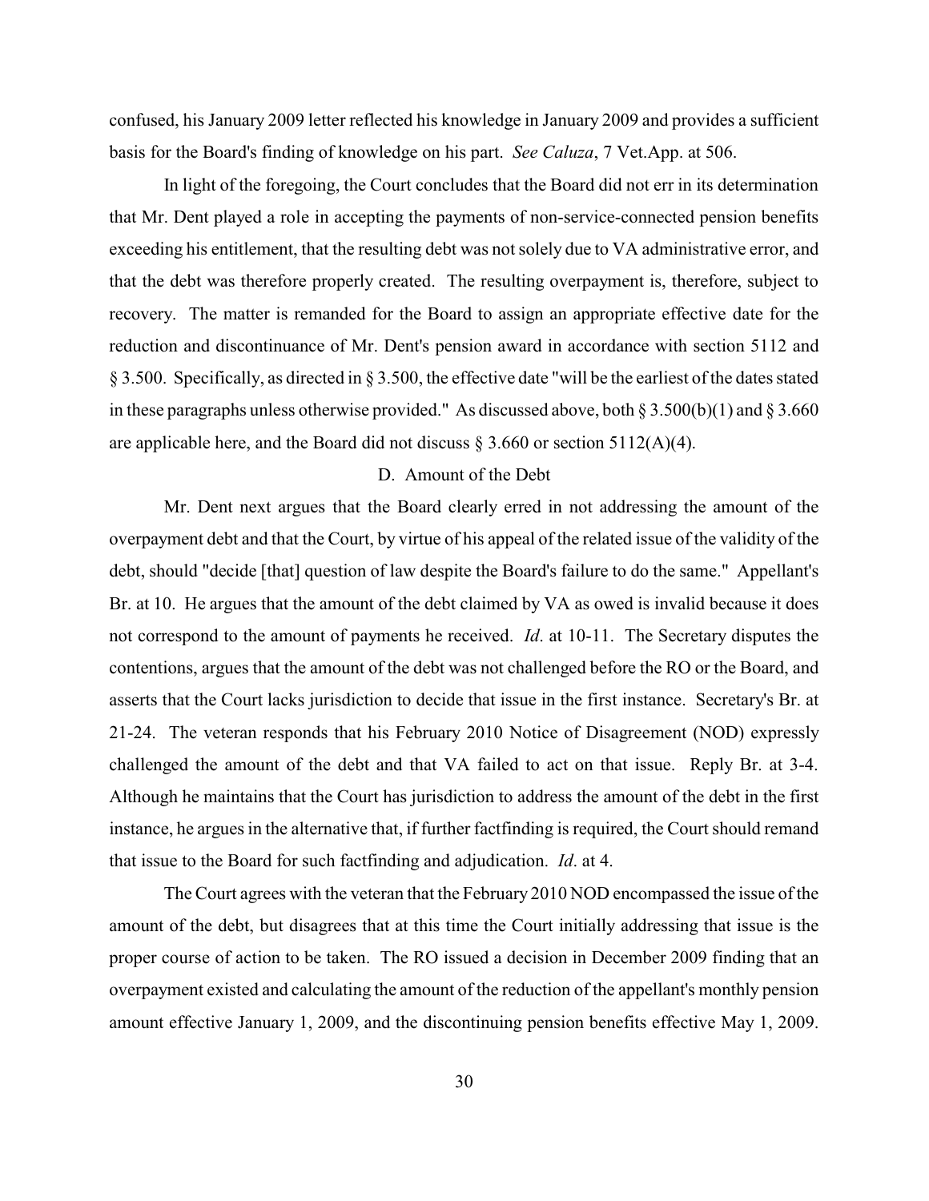confused, his January 2009 letter reflected his knowledge in January 2009 and provides a sufficient basis for the Board's finding of knowledge on his part. *See Caluza*, 7 Vet.App. at 506.

In light of the foregoing, the Court concludes that the Board did not err in its determination that Mr. Dent played a role in accepting the payments of non-service-connected pension benefits exceeding his entitlement, that the resulting debt was not solely due to VA administrative error, and that the debt was therefore properly created. The resulting overpayment is, therefore, subject to recovery. The matter is remanded for the Board to assign an appropriate effective date for the reduction and discontinuance of Mr. Dent's pension award in accordance with section 5112 and § 3.500. Specifically, as directed in § 3.500, the effective date "will be the earliest of the dates stated in these paragraphs unless otherwise provided." As discussed above, both § 3.500(b)(1) and § 3.660 are applicable here, and the Board did not discuss § 3.660 or section 5112(A)(4).

### D. Amount of the Debt

Mr. Dent next argues that the Board clearly erred in not addressing the amount of the overpayment debt and that the Court, by virtue of his appeal of the related issue of the validity of the debt, should "decide [that] question of law despite the Board's failure to do the same." Appellant's Br. at 10. He argues that the amount of the debt claimed by VA as owed is invalid because it does not correspond to the amount of payments he received. *Id*. at 10-11. The Secretary disputes the contentions, argues that the amount of the debt was not challenged before the RO or the Board, and asserts that the Court lacks jurisdiction to decide that issue in the first instance. Secretary's Br. at 21-24. The veteran responds that his February 2010 Notice of Disagreement (NOD) expressly challenged the amount of the debt and that VA failed to act on that issue. Reply Br. at 3-4. Although he maintains that the Court has jurisdiction to address the amount of the debt in the first instance, he argues in the alternative that, if further factfinding is required, the Court should remand that issue to the Board for such factfinding and adjudication. *Id*. at 4.

The Court agrees with the veteran that the February 2010 NOD encompassed the issue of the amount of the debt, but disagrees that at this time the Court initially addressing that issue is the proper course of action to be taken. The RO issued a decision in December 2009 finding that an overpayment existed and calculating the amount of the reduction of the appellant's monthly pension amount effective January 1, 2009, and the discontinuing pension benefits effective May 1, 2009.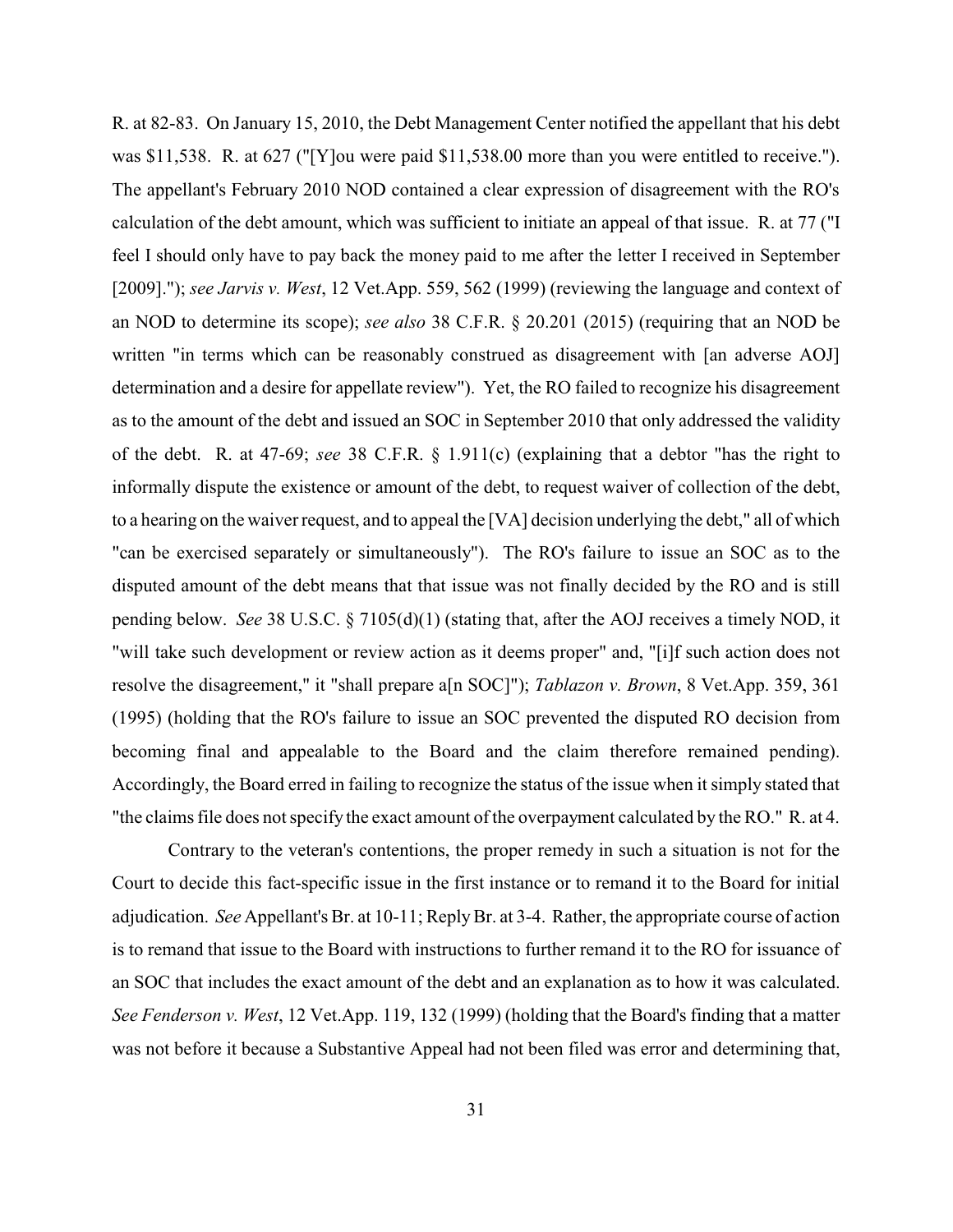R. at 82-83. On January 15, 2010, the Debt Management Center notified the appellant that his debt was $11,538. R. at 627 ("[Y]ou were paid $11,538.00 more than you were entitled to receive."). The appellant's February 2010 NOD contained a clear expression of disagreement with the RO's calculation of the debt amount, which was sufficient to initiate an appeal of that issue. R. at 77 ("I feel I should only have to pay back the money paid to me after the letter I received in September [2009]."); *see Jarvis v. West*, 12 Vet.App. 559, 562 (1999) (reviewing the language and context of an NOD to determine its scope); *see also* 38 C.F.R. § 20.201 (2015) (requiring that an NOD be written "in terms which can be reasonably construed as disagreement with [an adverse AOJ] determination and a desire for appellate review"). Yet, the RO failed to recognize his disagreement as to the amount of the debt and issued an SOC in September 2010 that only addressed the validity of the debt. R. at 47-69; *see* 38 C.F.R. § 1.911(c) (explaining that a debtor "has the right to informally dispute the existence or amount of the debt, to request waiver of collection of the debt, to a hearing on the waiver request, and to appeal the [VA] decision underlying the debt," all of which "can be exercised separately or simultaneously"). The RO's failure to issue an SOC as to the disputed amount of the debt means that that issue was not finally decided by the RO and is still pending below. *See* 38 U.S.C. § 7105(d)(1) (stating that, after the AOJ receives a timely NOD, it "will take such development or review action as it deems proper" and, "[i]f such action does not resolve the disagreement," it "shall prepare a[n SOC]"); *Tablazon v. Brown*, 8 Vet.App. 359, 361 (1995) (holding that the RO's failure to issue an SOC prevented the disputed RO decision from becoming final and appealable to the Board and the claim therefore remained pending). Accordingly, the Board erred in failing to recognize the status of the issue when it simply stated that "the claims file does not specify the exact amount of the overpayment calculated by the RO." R. at 4.

Contrary to the veteran's contentions, the proper remedy in such a situation is not for the Court to decide this fact-specific issue in the first instance or to remand it to the Board for initial adjudication. *See* Appellant's Br. at 10-11; Reply Br. at 3-4. Rather, the appropriate course of action is to remand that issue to the Board with instructions to further remand it to the RO for issuance of an SOC that includes the exact amount of the debt and an explanation as to how it was calculated. *See Fenderson v. West*, 12 Vet.App. 119, 132 (1999) (holding that the Board's finding that a matter was not before it because a Substantive Appeal had not been filed was error and determining that,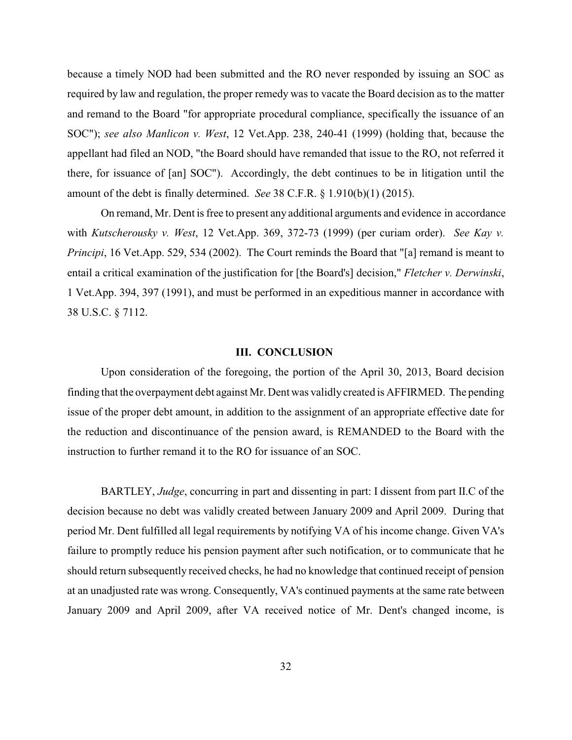because a timely NOD had been submitted and the RO never responded by issuing an SOC as required by law and regulation, the proper remedy was to vacate the Board decision as to the matter and remand to the Board "for appropriate procedural compliance, specifically the issuance of an SOC"); *see also Manlicon v. West*, 12 Vet.App. 238, 240-41 (1999) (holding that, because the appellant had filed an NOD, "the Board should have remanded that issue to the RO, not referred it there, for issuance of [an] SOC"). Accordingly, the debt continues to be in litigation until the amount of the debt is finally determined. *See* 38 C.F.R. § 1.910(b)(1) (2015).

On remand, Mr. Dent is free to present any additional arguments and evidence in accordance with *Kutscherousky v. West*, 12 Vet.App. 369, 372-73 (1999) (per curiam order). *See Kay v. Principi*, 16 Vet.App. 529, 534 (2002). The Court reminds the Board that "[a] remand is meant to entail a critical examination of the justification for [the Board's] decision," *Fletcher v. Derwinski*, 1 Vet.App. 394, 397 (1991), and must be performed in an expeditious manner in accordance with 38 U.S.C. § 7112.

## III. CONCLUSION

Upon consideration of the foregoing, the portion of the April 30, 2013, Board decision finding that the overpayment debt against Mr. Dent was validly created is AFFIRMED. The pending issue of the proper debt amount, in addition to the assignment of an appropriate effective date for the reduction and discontinuance of the pension award, is REMANDED to the Board with the instruction to further remand it to the RO for issuance of an SOC.

BARTLEY, *Judge*, concurring in part and dissenting in part: I dissent from part II.C of the decision because no debt was validly created between January 2009 and April 2009. During that period Mr. Dent fulfilled all legal requirements by notifying VA of his income change. Given VA's failure to promptly reduce his pension payment after such notification, or to communicate that he should return subsequently received checks, he had no knowledge that continued receipt of pension at an unadjusted rate was wrong. Consequently, VA's continued payments at the same rate between January 2009 and April 2009, after VA received notice of Mr. Dent's changed income, is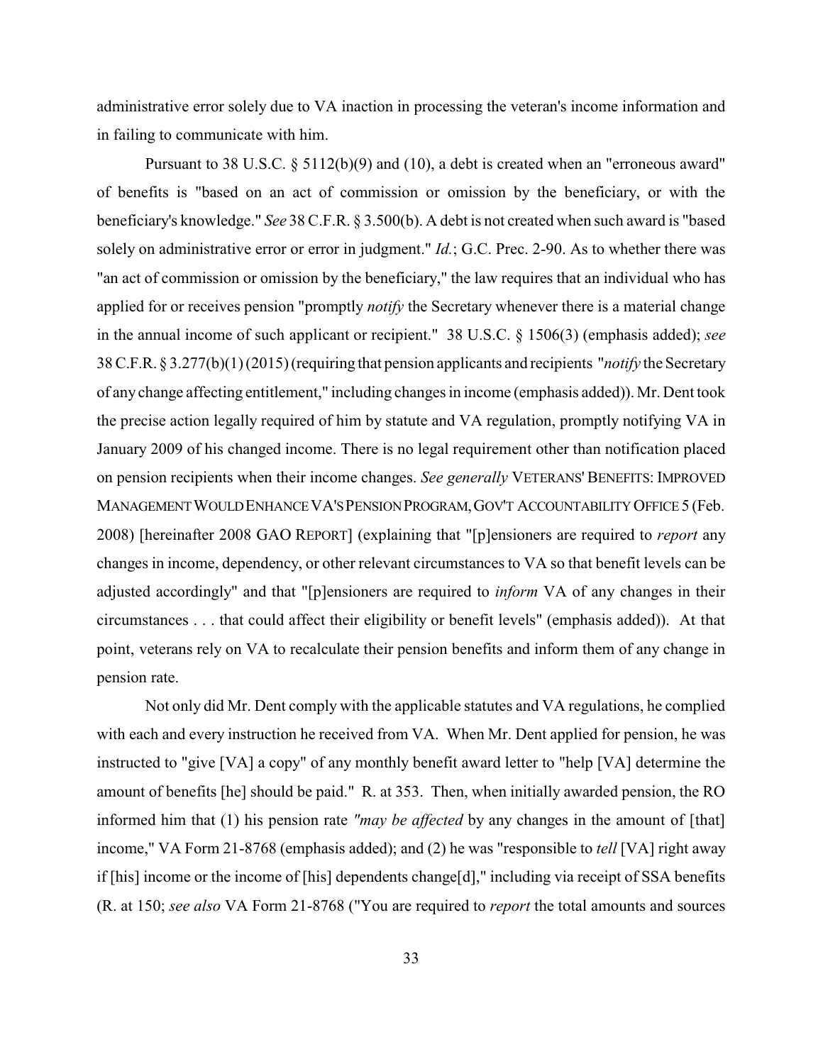administrative error solely due to VA inaction in processing the veteran's income information and in failing to communicate with him.

Pursuant to 38 U.S.C. § 5112(b)(9) and (10), a debt is created when an "erroneous award" of benefits is "based on an act of commission or omission by the beneficiary, or with the beneficiary's knowledge." *See* 38 C.F.R. § 3.500(b). A debt is not created when such award is "based solely on administrative error or error in judgment." *Id.*; G.C. Prec. 2-90. As to whether there was "an act of commission or omission by the beneficiary," the law requires that an individual who has applied for or receives pension "promptly *notify* the Secretary whenever there is a material change in the annual income of such applicant or recipient." 38 U.S.C. § 1506(3) (emphasis added); *see* 38 C.F.R. § 3.277(b)(1) (2015) (requiring that pension applicants and recipients "*notify* the Secretary of any change affecting entitlement," including changes in income (emphasis added)). Mr. Dent took the precise action legally required of him by statute and VA regulation, promptly notifying VA in January 2009 of his changed income. There is no legal requirement other than notification placed on pension recipients when their income changes. *See generally* VETERANS' BENEFITS: IMPROVED MANAGEMENT WOULD ENHANCE VA'S PENSION PROGRAM, GOV'T ACCOUNTABILITY OFFICE 5 (Feb. 2008) [hereinafter 2008 GAO REPORT] (explaining that "[p]ensioners are required to *report* any changes in income, dependency, or other relevant circumstances to VA so that benefit levels can be adjusted accordingly" and that "[p]ensioners are required to *inform* VA of any changes in their circumstances . . . that could affect their eligibility or benefit levels" (emphasis added)). At that point, veterans rely on VA to recalculate their pension benefits and inform them of any change in pension rate.

Not only did Mr. Dent comply with the applicable statutes and VA regulations, he complied with each and every instruction he received from VA. When Mr. Dent applied for pension, he was instructed to "give [VA] a copy" of any monthly benefit award letter to "help [VA] determine the amount of benefits [he] should be paid." R. at 353. Then, when initially awarded pension, the RO informed him that (1) his pension rate "*may be affected* by any changes in the amount of [that] income," VA Form 21-8768 (emphasis added); and (2) he was "responsible to *tell* [VA] right away if [his] income or the income of [his] dependents change[d]," including via receipt of SSA benefits (R. at 150; *see also* VA Form 21-8768 ("You are required to *report* the total amounts and sources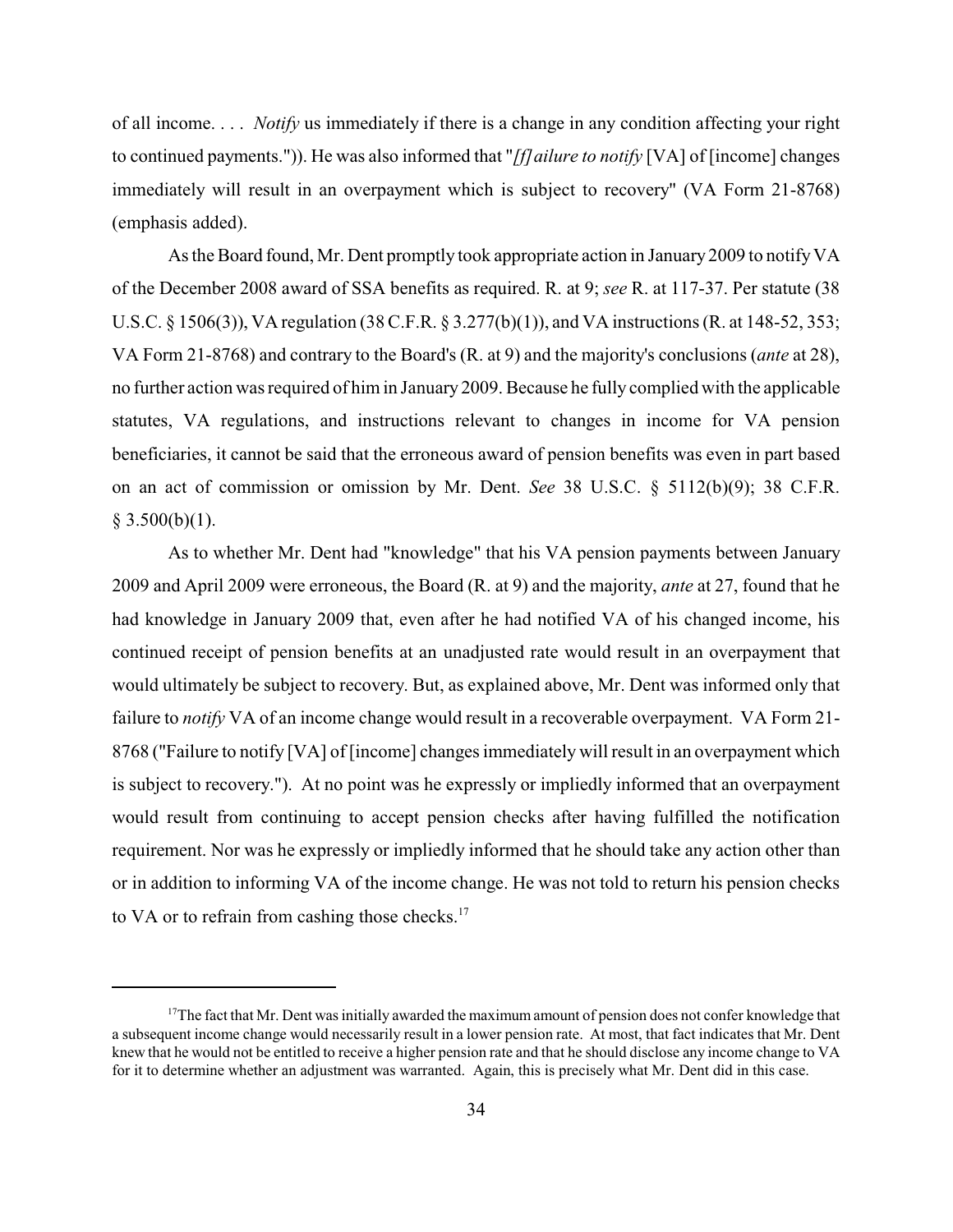of all income. . . . *Notify* us immediately if there is a change in any condition affecting your right to continued payments.")). He was also informed that "*[f]ailure to notify* [VA] of [income] changes immediately will result in an overpayment which is subject to recovery" (VA Form 21-8768) (emphasis added).

As the Board found, Mr. Dent promptly took appropriate action in January 2009 to notify VA of the December 2008 award of SSA benefits as required. R. at 9; *see* R. at 117-37. Per statute (38 U.S.C. § 1506(3)), VA regulation (38 C.F.R. § 3.277(b)(1)), and VA instructions (R. at 148-52, 353; VA Form 21-8768) and contrary to the Board's (R. at 9) and the majority's conclusions (*ante* at 28), no further action was required of him in January 2009. Because he fully complied with the applicable statutes, VA regulations, and instructions relevant to changes in income for VA pension beneficiaries, it cannot be said that the erroneous award of pension benefits was even in part based on an act of commission or omission by Mr. Dent. *See* 38 U.S.C. § 5112(b)(9); 38 C.F.R. § 3.500(b)(1).

As to whether Mr. Dent had "knowledge" that his VA pension payments between January 2009 and April 2009 were erroneous, the Board (R. at 9) and the majority, *ante* at 27, found that he had knowledge in January 2009 that, even after he had notified VA of his changed income, his continued receipt of pension benefits at an unadjusted rate would result in an overpayment that would ultimately be subject to recovery. But, as explained above, Mr. Dent was informed only that failure to *notify* VA of an income change would result in a recoverable overpayment. VA Form 21-8768 ("Failure to notify [VA] of [income] changes immediately will result in an overpayment which is subject to recovery."). At no point was he expressly or impliedly informed that an overpayment would result from continuing to accept pension checks after having fulfilled the notification requirement. Nor was he expressly or impliedly informed that he should take any action other than or in addition to informing VA of the income change. He was not told to return his pension checks to VA or to refrain from cashing those checks.[17]

---

[17] The fact that Mr. Dent was initially awarded the maximum amount of pension does not confer knowledge that a subsequent income change would necessarily result in a lower pension rate. At most, that fact indicates that Mr. Dent knew that he would not be entitled to receive a higher pension rate and that he should disclose any income change to VA for it to determine whether an adjustment was warranted. Again, this is precisely what Mr. Dent did in this case.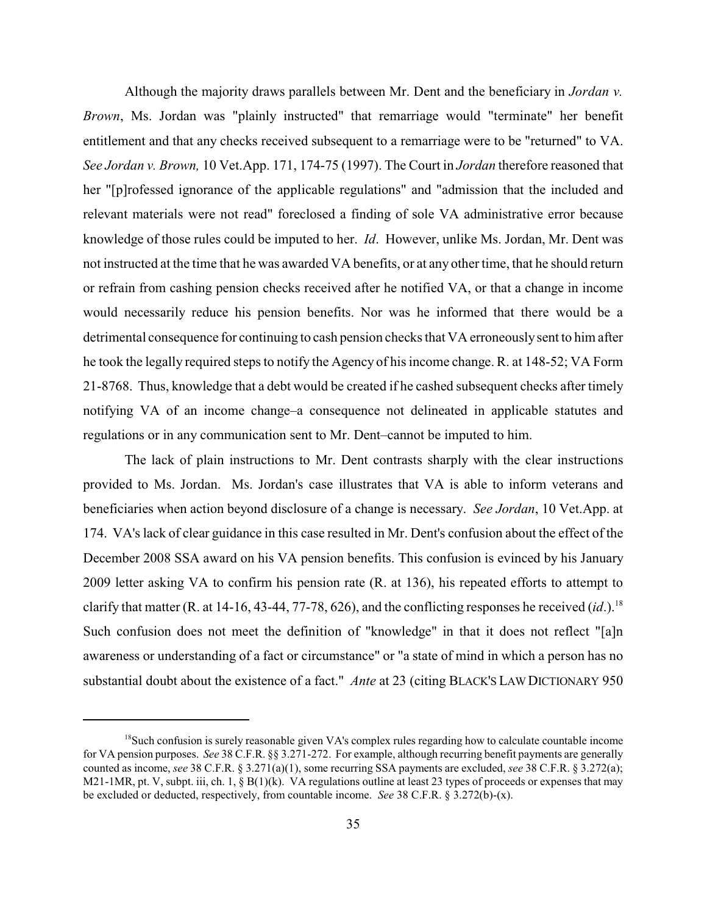Although the majority draws parallels between Mr. Dent and the beneficiary in *Jordan v. Brown*, Ms. Jordan was "plainly instructed" that remarriage would "terminate" her benefit entitlement and that any checks received subsequent to a remarriage were to be "returned" to VA. *See Jordan v. Brown,* 10 Vet.App. 171, 174-75 (1997). The Court in *Jordan* therefore reasoned that her "[p]rofessed ignorance of the applicable regulations" and "admission that the included and relevant materials were not read" foreclosed a finding of sole VA administrative error because knowledge of those rules could be imputed to her. *Id*. However, unlike Ms. Jordan, Mr. Dent was not instructed at the time that he was awarded VA benefits, or at any other time, that he should return or refrain from cashing pension checks received after he notified VA, or that a change in income would necessarily reduce his pension benefits. Nor was he informed that there would be a detrimental consequence for continuing to cash pension checks that VA erroneously sent to him after he took the legally required steps to notify the Agency of his income change. R. at 148-52; VA Form 21-8768. Thus, knowledge that a debt would be created if he cashed subsequent checks after timely notifying VA of an income change–a consequence not delineated in applicable statutes and regulations or in any communication sent to Mr. Dent–cannot be imputed to him.

The lack of plain instructions to Mr. Dent contrasts sharply with the clear instructions provided to Ms. Jordan. Ms. Jordan's case illustrates that VA is able to inform veterans and beneficiaries when action beyond disclosure of a change is necessary. *See Jordan*, 10 Vet.App. at 174. VA's lack of clear guidance in this case resulted in Mr. Dent's confusion about the effect of the December 2008 SSA award on his VA pension benefits. This confusion is evinced by his January 2009 letter asking VA to confirm his pension rate (R. at 136), his repeated efforts to attempt to clarify that matter (R. at 14-16, 43-44, 77-78, 626), and the conflicting responses he received (*id*.).[18] Such confusion does not meet the definition of "knowledge" in that it does not reflect "[a]n awareness or understanding of a fact or circumstance" or "a state of mind in which a person has no substantial doubt about the existence of a fact." *Ante* at 23 (citing BLACK'S LAW DICTIONARY 950

---

[18] Such confusion is surely reasonable given VA's complex rules regarding how to calculate countable income for VA pension purposes. *See* 38 C.F.R. §§ 3.271-272. For example, although recurring benefit payments are generally counted as income, *see* 38 C.F.R. § 3.271(a)(1), some recurring SSA payments are excluded, *see* 38 C.F.R. § 3.272(a); M21-1MR, pt. V, subpt. iii, ch. 1, § B(1)(k). VA regulations outline at least 23 types of proceeds or expenses that may be excluded or deducted, respectively, from countable income. *See* 38 C.F.R. § 3.272(b)-(x).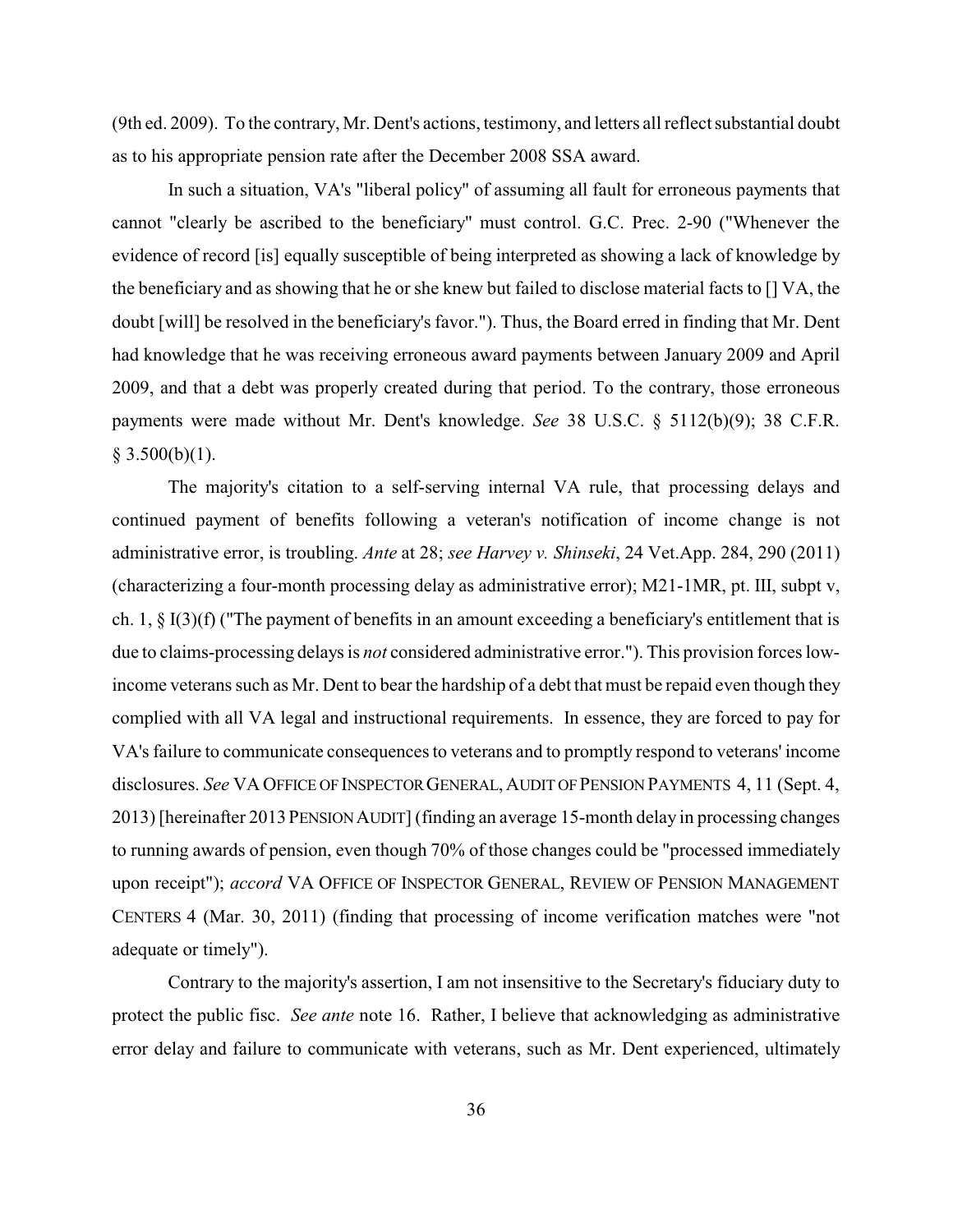(9th ed. 2009). To the contrary, Mr. Dent's actions, testimony, and letters all reflect substantial doubt as to his appropriate pension rate after the December 2008 SSA award.

In such a situation, VA's "liberal policy" of assuming all fault for erroneous payments that cannot "clearly be ascribed to the beneficiary" must control. G.C. Prec. 2-90 ("Whenever the evidence of record [is] equally susceptible of being interpreted as showing a lack of knowledge by the beneficiary and as showing that he or she knew but failed to disclose material facts to [] VA, the doubt [will] be resolved in the beneficiary's favor."). Thus, the Board erred in finding that Mr. Dent had knowledge that he was receiving erroneous award payments between January 2009 and April 2009, and that a debt was properly created during that period. To the contrary, those erroneous payments were made without Mr. Dent's knowledge. *See* 38 U.S.C. § 5112(b)(9); 38 C.F.R. § 3.500(b)(1).

The majority's citation to a self-serving internal VA rule, that processing delays and continued payment of benefits following a veteran's notification of income change is not administrative error, is troubling. *Ante* at 28; *see Harvey v. Shinseki*, 24 Vet.App. 284, 290 (2011) (characterizing a four-month processing delay as administrative error); M21-1MR, pt. III, subpt v, ch. 1, § I(3)(f) ("The payment of benefits in an amount exceeding a beneficiary's entitlement that is due to claims-processing delays is *not* considered administrative error."). This provision forces low-income veterans such as Mr. Dent to bear the hardship of a debt that must be repaid even though they complied with all VA legal and instructional requirements. In essence, they are forced to pay for VA's failure to communicate consequences to veterans and to promptly respond to veterans' income disclosures. *See* VA OFFICE OF INSPECTOR GENERAL, AUDIT OF PENSION PAYMENTS 4, 11 (Sept. 4, 2013) [hereinafter 2013 PENSION AUDIT] (finding an average 15-month delay in processing changes to running awards of pension, even though 70% of those changes could be "processed immediately upon receipt"); *accord* VA OFFICE OF INSPECTOR GENERAL, REVIEW OF PENSION MANAGEMENT CENTERS 4 (Mar. 30, 2011) (finding that processing of income verification matches were "not adequate or timely").

Contrary to the majority's assertion, I am not insensitive to the Secretary's fiduciary duty to protect the public fisc. *See ante* note 16. Rather, I believe that acknowledging as administrative error delay and failure to communicate with veterans, such as Mr. Dent experienced, ultimately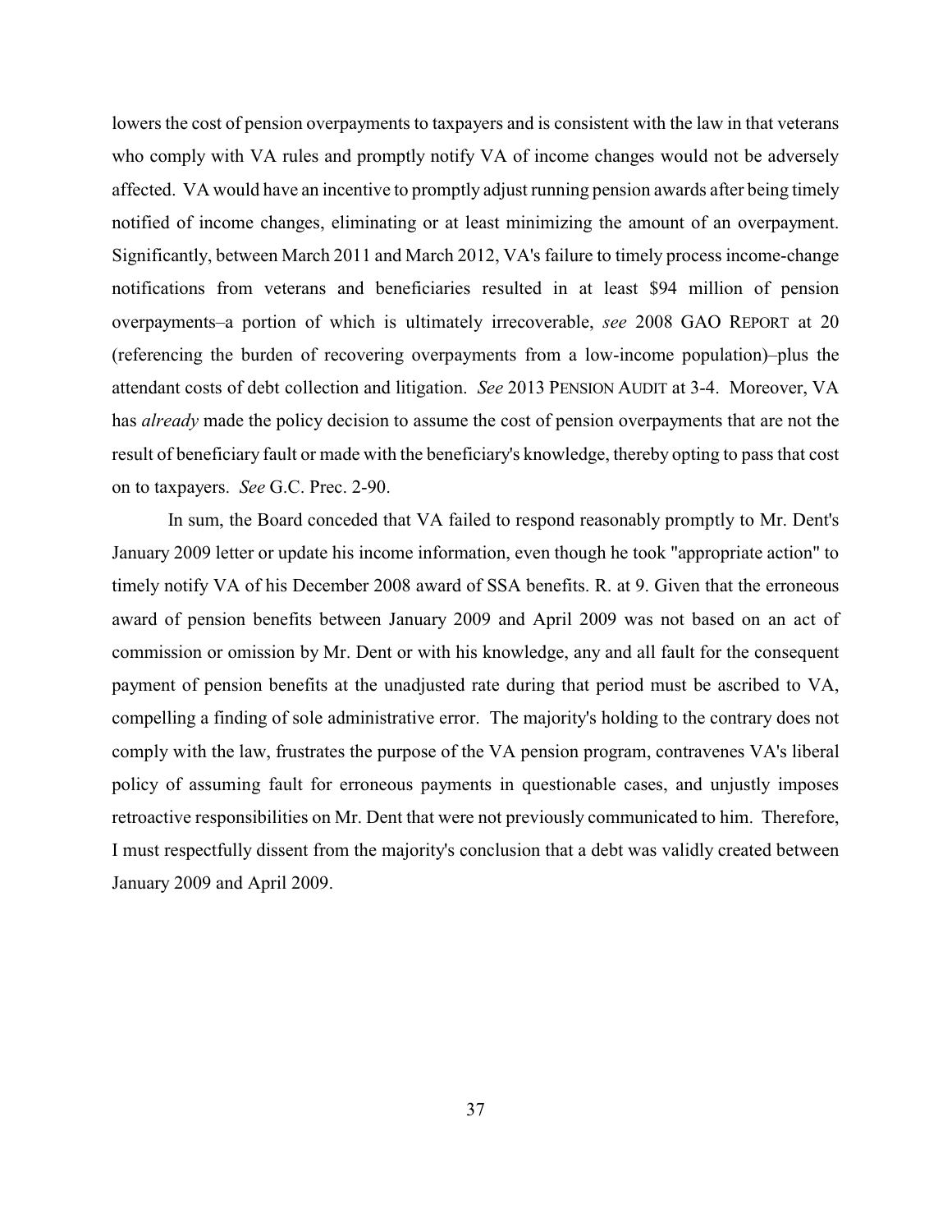lowers the cost of pension overpayments to taxpayers and is consistent with the law in that veterans who comply with VA rules and promptly notify VA of income changes would not be adversely affected. VA would have an incentive to promptly adjust running pension awards after being timely notified of income changes, eliminating or at least minimizing the amount of an overpayment. Significantly, between March 2011 and March 2012, VA's failure to timely process income-change notifications from veterans and beneficiaries resulted in at least $94 million of pension overpayments–a portion of which is ultimately irrecoverable, *see* 2008 GAO REPORT at 20 (referencing the burden of recovering overpayments from a low-income population)–plus the attendant costs of debt collection and litigation. *See* 2013 PENSION AUDIT at 3-4. Moreover, VA has *already* made the policy decision to assume the cost of pension overpayments that are not the result of beneficiary fault or made with the beneficiary's knowledge, thereby opting to pass that cost on to taxpayers. *See* G.C. Prec. 2-90.

In sum, the Board conceded that VA failed to respond reasonably promptly to Mr. Dent's January 2009 letter or update his income information, even though he took "appropriate action" to timely notify VA of his December 2008 award of SSA benefits. R. at 9. Given that the erroneous award of pension benefits between January 2009 and April 2009 was not based on an act of commission or omission by Mr. Dent or with his knowledge, any and all fault for the consequent payment of pension benefits at the unadjusted rate during that period must be ascribed to VA, compelling a finding of sole administrative error. The majority's holding to the contrary does not comply with the law, frustrates the purpose of the VA pension program, contravenes VA's liberal policy of assuming fault for erroneous payments in questionable cases, and unjustly imposes retroactive responsibilities on Mr. Dent that were not previously communicated to him. Therefore, I must respectfully dissent from the majority's conclusion that a debt was validly created between January 2009 and April 2009.